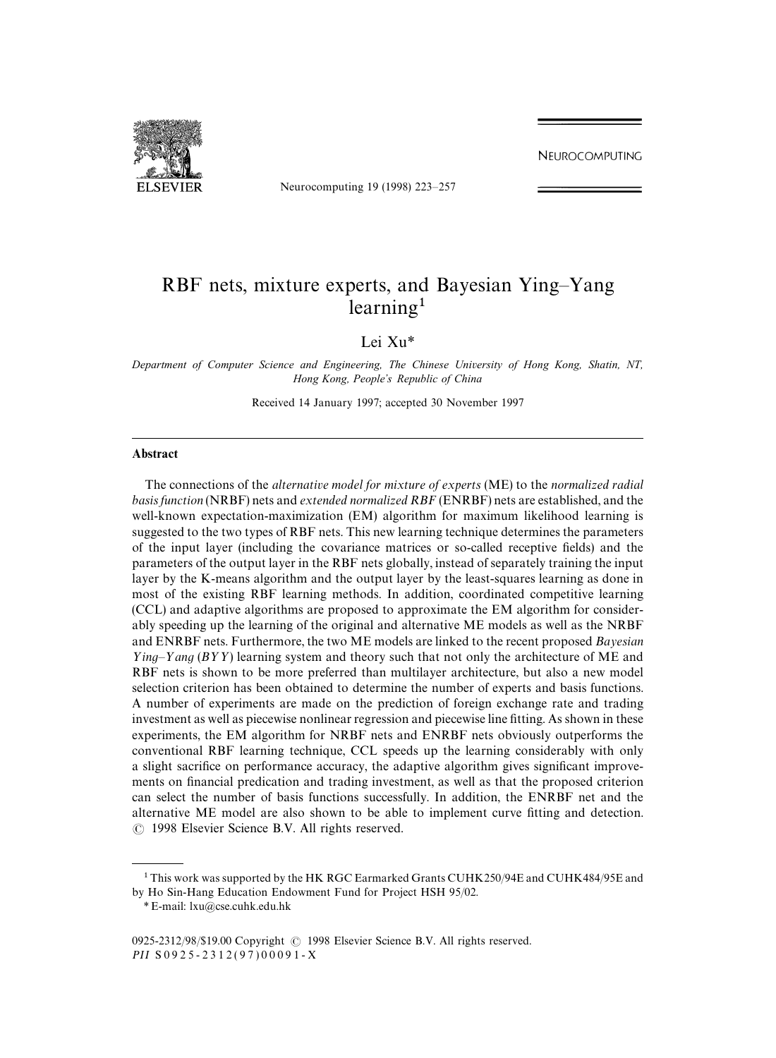# RBF nets, mixture experts, and Bayesian Ying–Yang learning[1]

Lei Xu*

*Department of Computer Science and Engineering, The Chinese University of Hong Kong, Shatin, NT, Hong Kong, People's Republic of China*

Received 14 January 1997; accepted 30 November 1997

## Abstract

The connections of the *alternative model for mixture of experts* (ME) to the *normalized radial basis function* (NRBF) nets and *extended normalized RBF* (ENRBF) nets are established, and the well-known expectation-maximization (EM) algorithm for maximum likelihood learning is suggested to the two types of RBF nets. This new learning technique determines the parameters of the input layer (including the covariance matrices or so-called receptive fields) and the parameters of the output layer in the RBF nets globally, instead of separately training the input layer by the K-means algorithm and the output layer by the least-squares learning as done in most of the existing RBF learning methods. In addition, coordinated competitive learning (CCL) and adaptive algorithms are proposed to approximate the EM algorithm for considerably speeding up the learning of the original and alternative ME models as well as the NRBF and ENRBF nets. Furthermore, the two ME models are linked to the recent proposed *Bayesian Ying–Yang* (*BYY*) learning system and theory such that not only the architecture of ME and RBF nets is shown to be more preferred than multilayer architecture, but also a new model selection criterion has been obtained to determine the number of experts and basis functions. A number of experiments are made on the prediction of foreign exchange rate and trading investment as well as piecewise nonlinear regression and piecewise line fitting. As shown in these experiments, the EM algorithm for NRBF nets and ENRBF nets obviously outperforms the conventional RBF learning technique, CCL speeds up the learning considerably with only a slight sacrifice on performance accuracy, the adaptive algorithm gives significant improvements on financial predication and trading investment, as well as that the proposed criterion can select the number of basis functions successfully. In addition, the ENRBF net and the alternative ME model are also shown to be able to implement curve fitting and detection. © 1998 Elsevier Science B.V. All rights reserved.

---

[1] This work was supported by the HK RGC Earmarked Grants CUHK250/94E and CUHK484/95E and by Ho Sin-Hang Education Endowment Fund for Project HSH 95/02.

\* E-mail: lxu@cse.cuhk.edu.hk

0925-2312/98/$19.00 Copyright © 1998 Elsevier Science B.V. All rights reserved.
*PII* S0925-2312(97)00091-X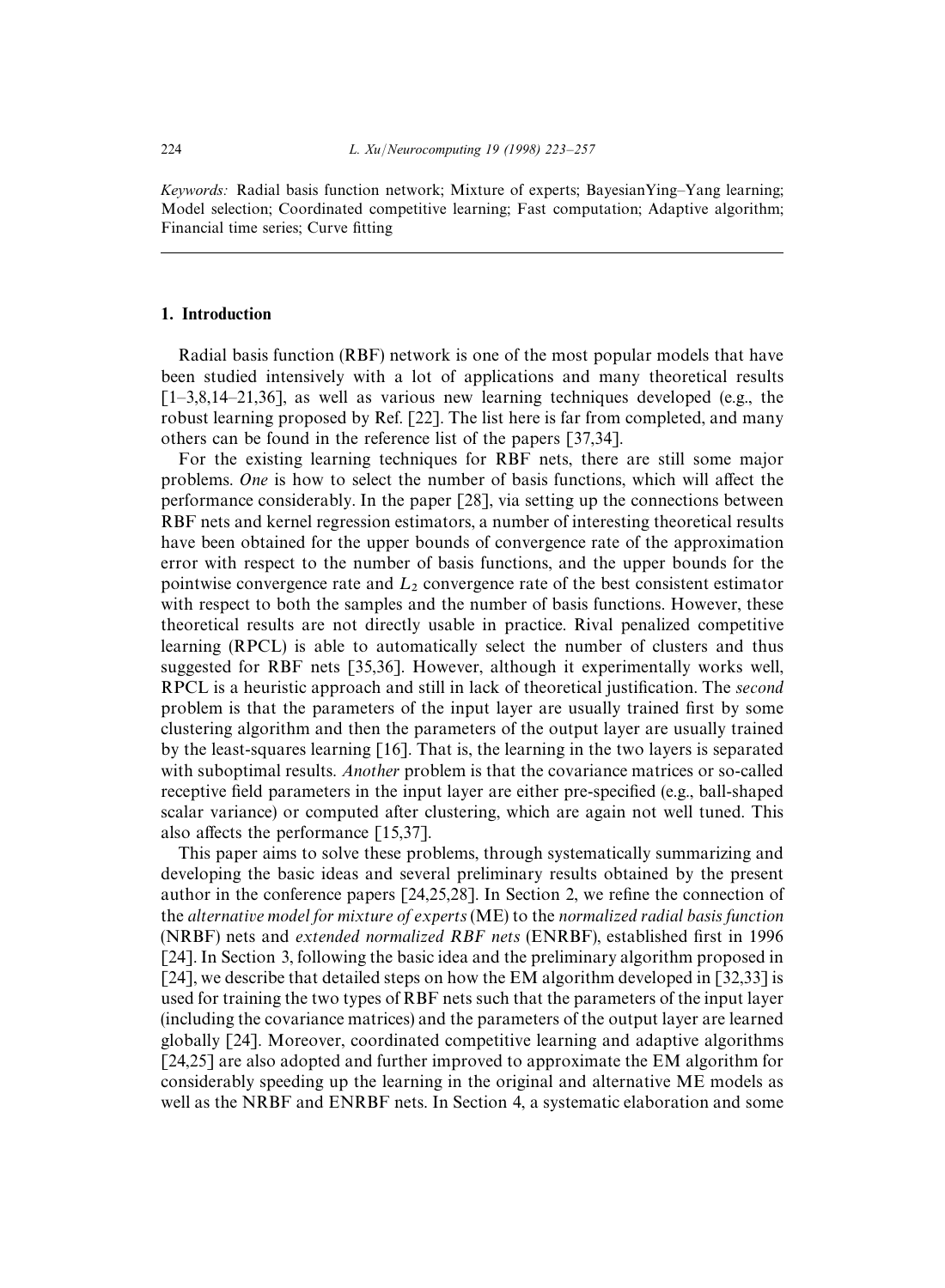*Keywords:* Radial basis function network; Mixture of experts; BayesianYing–Yang learning; Model selection; Coordinated competitive learning; Fast computation; Adaptive algorithm; Financial time series; Curve fitting

## 1. Introduction

Radial basis function (RBF) network is one of the most popular models that have been studied intensively with a lot of applications and many theoretical results [1–3,8,14–21,36], as well as various new learning techniques developed (e.g., the robust learning proposed by Ref. [22]. The list here is far from completed, and many others can be found in the reference list of the papers [37,34].

For the existing learning techniques for RBF nets, there are still some major problems. *One* is how to select the number of basis functions, which will affect the performance considerably. In the paper [28], via setting up the connections between RBF nets and kernel regression estimators, a number of interesting theoretical results have been obtained for the upper bounds of convergence rate of the approximation error with respect to the number of basis functions, and the upper bounds for the pointwise convergence rate and $L_2$ convergence rate of the best consistent estimator with respect to both the samples and the number of basis functions. However, these theoretical results are not directly usable in practice. Rival penalized competitive learning (RPCL) is able to automatically select the number of clusters and thus suggested for RBF nets [35,36]. However, although it experimentally works well, RPCL is a heuristic approach and still in lack of theoretical justification. The *second* problem is that the parameters of the input layer are usually trained first by some clustering algorithm and then the parameters of the output layer are usually trained by the least-squares learning [16]. That is, the learning in the two layers is separated with suboptimal results. *Another* problem is that the covariance matrices or so-called receptive field parameters in the input layer are either pre-specified (e.g., ball-shaped scalar variance) or computed after clustering, which are again not well tuned. This also affects the performance [15,37].

This paper aims to solve these problems, through systematically summarizing and developing the basic ideas and several preliminary results obtained by the present author in the conference papers [24,25,28]. In Section 2, we refine the connection of the *alternative model for mixture of experts* (ME) to the *normalized radial basis function* (NRBF) nets and *extended normalized RBF nets* (ENRBF), established first in 1996 [24]. In Section 3, following the basic idea and the preliminary algorithm proposed in [24], we describe that detailed steps on how the EM algorithm developed in [32,33] is used for training the two types of RBF nets such that the parameters of the input layer (including the covariance matrices) and the parameters of the output layer are learned globally [24]. Moreover, coordinated competitive learning and adaptive algorithms [24,25] are also adopted and further improved to approximate the EM algorithm for considerably speeding up the learning in the original and alternative ME models as well as the NRBF and ENRBF nets. In Section 4, a systematic elaboration and some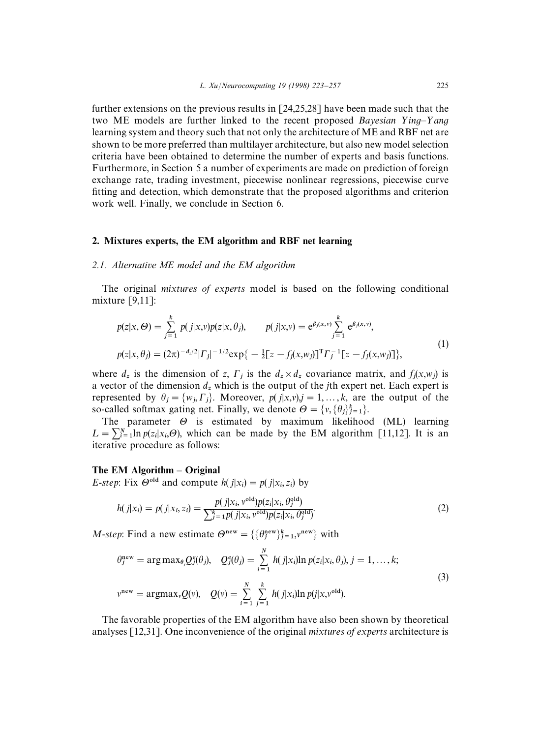further extensions on the previous results in [24,25,28] have been made such that the two ME models are further linked to the recent proposed *Bayesian Ying–Yang* learning system and theory such that not only the architecture of ME and RBF net are shown to be more preferred than multilayer architecture, but also new model selection criteria have been obtained to determine the number of experts and basis functions. Furthermore, in Section 5 a number of experiments are made on prediction of foreign exchange rate, trading investment, piecewise nonlinear regressions, piecewise curve fitting and detection, which demonstrate that the proposed algorithms and criterion work well. Finally, we conclude in Section 6.

## 2. Mixtures experts, the EM algorithm and RBF net learning

### 2.1. Alternative ME model and the EM algorithm

The original *mixtures of experts* model is based on the following conditional mixture [9,11]:

$$p(z|x,\Theta) = \sum_{j=1}^{k} p(j|x,v)p(z|x,\theta_j), \qquad p(j|x,v) = e^{\beta_j(x,v)} \sum_{j=1}^{k} e^{\beta_j(x,v)},$$
$$p(z|x,\theta_j) = (2\pi)^{-d_z/2}|\Gamma_j|^{-1/2}\exp\{-\tfrac{1}{2}[z - f_j(x,w_j)]^{\mathrm{T}}\Gamma_j^{-1}[z - f_j(x,w_j)]\}, \tag{1}$$

where $d_z$ is the dimension of $z$, $\Gamma_j$ is the $d_z \times d_z$ covariance matrix, and $f_j(x,w_j)$ is a vector of the dimension $d_z$ which is the output of the $j$th expert net. Each expert is represented by $\theta_j = \{w_j, \Gamma_j\}$. Moreover, $p(j|x,v), j = 1,\ldots,k$, are the output of the so-called softmax gating net. Finally, we denote $\Theta = \{v, \{\theta_j\}_{j=1}^{k}\}$.

The parameter $\Theta$ is estimated by maximum likelihood (ML) learning $L = \sum_{i=1}^{N} \ln p(z_i|x_i,\Theta)$, which can be made by the EM algorithm [11,12]. It is an iterative procedure as follows:

**The EM Algorithm – Original**

*E-step*: Fix $\Theta^{\mathrm{old}}$ and compute $h(j|x_i) = p(j|x_i,z_i)$ by

$$h(j|x_i) = p(j|x_i,z_i) = \frac{p(j|x_i,v^{\mathrm{old}})p(z_i|x_i,\theta_j^{\mathrm{old}})}{\sum_{j=1}^{k} p(j|x_i,v^{\mathrm{old}})p(z_i|x_i,\theta_j^{\mathrm{old}})}. \tag{2}$$

*M-step*: Find a new estimate $\Theta^{\mathrm{new}} = \{\{\theta_j^{\mathrm{new}}\}_{j=1}^{k}, v^{\mathrm{new}}\}$ with

$$\theta_j^{\mathrm{new}} = \arg\max_{\theta_j} Q_j^e(\theta_j), \quad Q_j^e(\theta_j) = \sum_{i=1}^{N} h(j|x_i)\ln p(z_i|x_i,\theta_j),\ j = 1,\ldots,k;$$
$$v^{\mathrm{new}} = \arg\max_v Q(v), \quad Q(v) = \sum_{i=1}^{N}\sum_{j=1}^{k} h(j|x_i)\ln p(j|x,v^{\mathrm{old}}). \tag{3}$$

The favorable properties of the EM algorithm have also been shown by theoretical analyses [12,31]. One inconvenience of the original *mixtures of experts* architecture is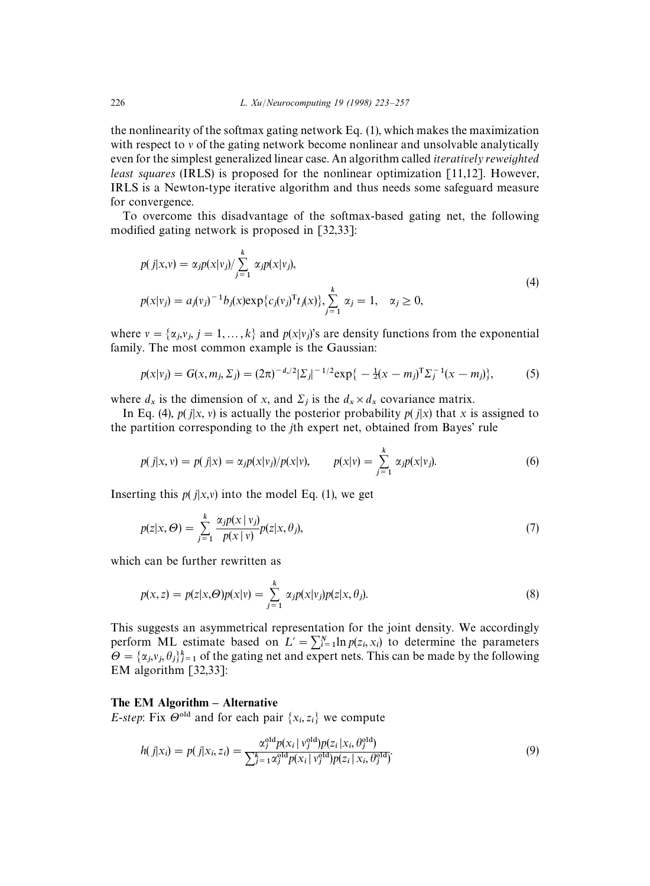the nonlinearity of the softmax gating network Eq. (1), which makes the maximization with respect to $v$ of the gating network become nonlinear and unsolvable analytically even for the simplest generalized linear case. An algorithm called *iteratively reweighted least squares* (IRLS) is proposed for the nonlinear optimization [11,12]. However, IRLS is a Newton-type iterative algorithm and thus needs some safeguard measure for convergence.

To overcome this disadvantage of the softmax-based gating net, the following modified gating network is proposed in [32,33]:

$$
\begin{aligned}
&p(j|x,v) = \alpha_j p(x|v_j) / \sum_{j=1}^{k} \alpha_j p(x|v_j), \\
&p(x|v_j) = a_j(v_j)^{-1} b_j(x) \exp\{c_j(v_j)^{\mathrm{T}} t_j(x)\}, \sum_{j=1}^{k} \alpha_j = 1, \quad \alpha_j \geq 0,
\end{aligned}
\tag{4}
$$

where $v = \{\alpha_j, v_j, j = 1, \ldots, k\}$ and $p(x|v_j)$'s are density functions from the exponential family. The most common example is the Gaussian:

$$
p(x|v_j) = G(x, m_j, \Sigma_j) = (2\pi)^{-d_x/2} |\Sigma_j|^{-1/2} \exp\{-\tfrac{1}{2}(x - m_j)^{\mathrm{T}} \Sigma_j^{-1} (x - m_j)\},
\tag{5}
$$

where $d_x$ is the dimension of $x$, and $\Sigma_j$ is the $d_x \times d_x$ covariance matrix.

In Eq. (4), $p(j|x, v)$ is actually the posterior probability $p(j|x)$ that $x$ is assigned to the partition corresponding to the $j$th expert net, obtained from Bayes' rule

$$
p(j|x, v) = p(j|x) = \alpha_j p(x|v_j)/p(x|v), \qquad p(x|v) = \sum_{j=1}^{k} \alpha_j p(x|v_j).
\tag{6}
$$

Inserting this $p(j|x,v)$ into the model Eq. (1), we get

$$
p(z|x, \Theta) = \sum_{j=1}^{k} \frac{\alpha_j p(x \mid v_j)}{p(x \mid v)} p(z|x, \theta_j),
\tag{7}
$$

which can be further rewritten as

$$
p(x, z) = p(z|x,\Theta) p(x|v) = \sum_{j=1}^{k} \alpha_j p(x|v_j) p(z|x, \theta_j).
\tag{8}
$$

This suggests an asymmetrical representation for the joint density. We accordingly perform ML estimate based on $L' = \sum_{i=1}^{N} \ln p(z_i, x_i)$ to determine the parameters $\Theta = \{\alpha_j, v_j, \theta_j\}_{j=1}^{k}$ of the gating net and expert nets. This can be made by the following EM algorithm [32,33]:

**The EM Algorithm – Alternative**

*E-step*: Fix $\Theta^{\text{old}}$ and for each pair $\{x_i, z_i\}$ we compute

$$
h(j|x_i) = p(j|x_i, z_i) = \frac{\alpha_j^{\text{old}} p(x_i \mid v_j^{\text{old}}) p(z_i \mid x_i, \theta_j^{\text{old}})}{\sum_{j=1}^{k} \alpha_j^{\text{old}} p(x_i \mid v_j^{\text{old}}) p(z_i \mid x_i, \theta_j^{\text{old}})}.
\tag{9}
$$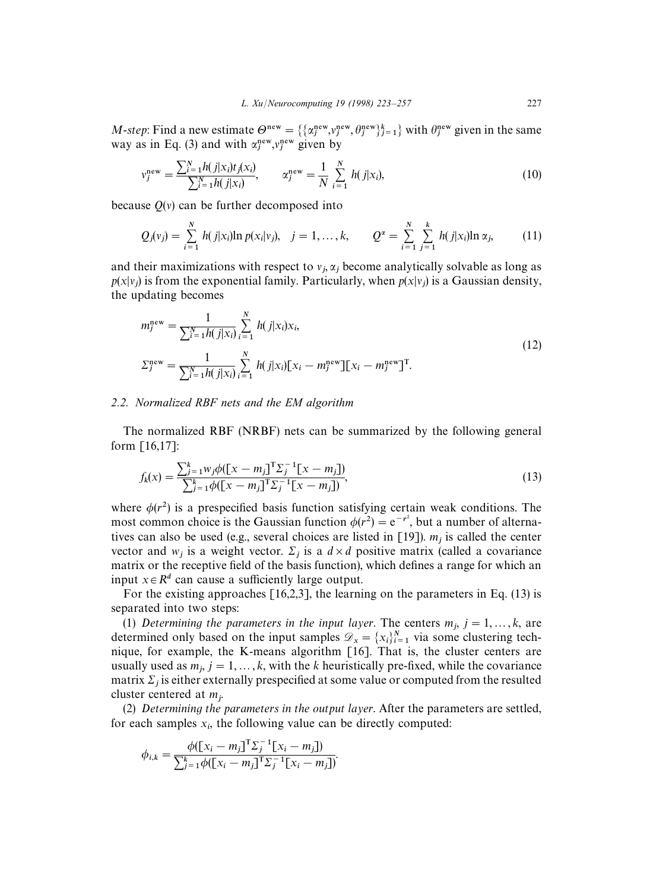*M-step*: Find a new estimate $\Theta^{\text{new}} = \{\{\alpha_j^{\text{new}}, v_j^{\text{new}}, \theta_j^{\text{new}}\}_{j=1}^k\}$ with $\theta_j^{\text{new}}$ given in the same way as in Eq. (3) and with $\alpha_j^{\text{new}}, v_j^{\text{new}}$ given by

$$v_j^{\text{new}} = \frac{\sum_{i=1}^N h(j|x_i) t_j(x_i)}{\sum_{i=1}^N h(j|x_i)}, \qquad \alpha_j^{\text{new}} = \frac{1}{N}\sum_{i=1}^N h(j|x_i), \tag{10}$$

because $Q(v)$ can be further decomposed into

$$Q_j(v_j) = \sum_{i=1}^N h(j|x_i) \ln p(x_i|v_j), \quad j = 1, \dots, k, \qquad Q^\alpha = \sum_{i=1}^N \sum_{j=1}^k h(j|x_i) \ln \alpha_j, \tag{11}$$

and their maximizations with respect to $v_j, \alpha_j$ become analytically solvable as long as $p(x|v_j)$ is from the exponential family. Particularly, when $p(x|v_j)$ is a Gaussian density, the updating becomes

$$\begin{aligned} m_j^{\text{new}} &= \frac{1}{\sum_{i=1}^N h(j|x_i)} \sum_{i=1}^N h(j|x_i) x_i, \\ \Sigma_j^{\text{new}} &= \frac{1}{\sum_{i=1}^N h(j|x_i)} \sum_{i=1}^N h(j|x_i) [x_i - m_j^{\text{new}}][x_i - m_j^{\text{new}}]^{\mathrm{T}}. \end{aligned} \tag{12}$$

### 2.2. Normalized RBF nets and the EM algorithm

The normalized RBF (NRBF) nets can be summarized by the following general form [16,17]:

$$f_k(x) = \frac{\sum_{j=1}^k w_j \phi([x - m_j]^{\mathrm{T}} \Sigma_j^{-1} [x - m_j])}{\sum_{j=1}^k \phi([x - m_j]^{\mathrm{T}} \Sigma_j^{-1} [x - m_j])}, \tag{13}$$

where $\phi(r^2)$ is a prespecified basis function satisfying certain weak conditions. The most common choice is the Gaussian function $\phi(r^2) = e^{-r^2}$, but a number of alternatives can also be used (e.g., several choices are listed in [19]). $m_j$ is called the center vector and $w_j$ is a weight vector. $\Sigma_j$ is a $d \times d$ positive matrix (called a covariance matrix or the receptive field of the basis function), which defines a range for which an input $x \in R^d$ can cause a sufficiently large output.

For the existing approaches [16,2,3], the learning on the parameters in Eq. (13) is separated into two steps:

(1) *Determining the parameters in the input layer*. The centers $m_j$, $j = 1, \dots, k$, are determined only based on the input samples $\mathscr{D}_x = \{x_i\}_{i=1}^N$ via some clustering technique, for example, the K-means algorithm [16]. That is, the cluster centers are usually used as $m_j$, $j = 1, \dots, k$, with the $k$ heuristically pre-fixed, while the covariance matrix $\Sigma_j$ is either externally prespecified at some value or computed from the resulted cluster centered at $m_j$.

(2) *Determining the parameters in the output layer*. After the parameters are settled, for each samples $x_i$, the following value can be directly computed:

$$\phi_{i,k} = \frac{\phi([x_i - m_j]^{\mathrm{T}} \Sigma_j^{-1} [x_i - m_j])}{\sum_{j=1}^k \phi([x_i - m_j]^{\mathrm{T}} \Sigma_j^{-1} [x_i - m_j])}.$$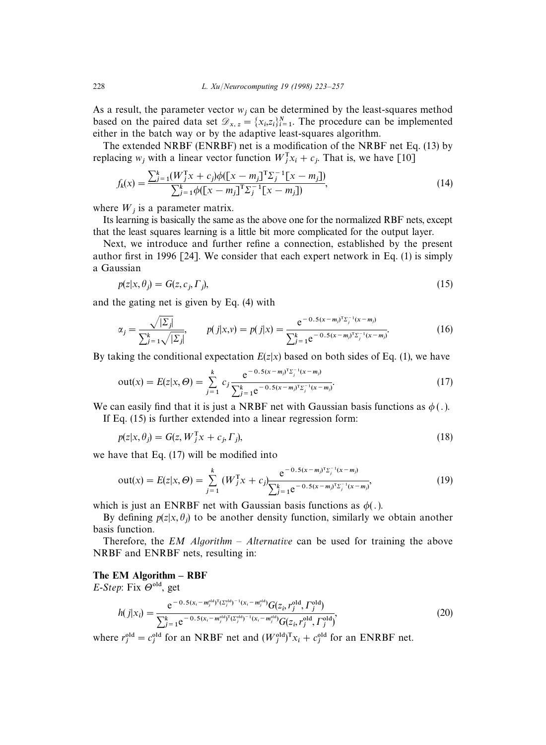As a result, the parameter vector $w_j$ can be determined by the least-squares method based on the paired data set $\mathscr{D}_{x,z} = \{x_i, z_i\}_{i=1}^N$. The procedure can be implemented either in the batch way or by the adaptive least-squares algorithm.

The extended NRBF (ENRBF) net is a modification of the NRBF net Eq. (13) by replacing $w_j$ with a linear vector function $W_j^T x_i + c_j$. That is, we have [10]

$$f_k(x) = \frac{\sum_{j=1}^k (W_j^T x + c_j)\phi([x - m_j]^T \Sigma_j^{-1} [x - m_j])}{\sum_{j=1}^k \phi([x - m_j]^T \Sigma_j^{-1} [x - m_j])}, \tag{14}$$

where $W_j$ is a parameter matrix.

Its learning is basically the same as the above one for the normalized RBF nets, except that the least squares learning is a little bit more complicated for the output layer.

Next, we introduce and further refine a connection, established by the present author first in 1996 [24]. We consider that each expert network in Eq. (1) is simply a Gaussian

$$p(z|x, \theta_j) = G(z, c_j, \Gamma_j), \tag{15}$$

and the gating net is given by Eq. (4) with

$$\alpha_j = \frac{\sqrt{|\Sigma_j|}}{\sum_{j=1}^k \sqrt{|\Sigma_j|}}, \qquad p(j|x, v) = p(j|x) = \frac{e^{-0.5(x - m_j)^T \Sigma_j^{-1} (x - m_j)}}{\sum_{j=1}^k e^{-0.5(x - m_j)^T \Sigma_j^{-1} (x - m_j)}}. \tag{16}$$

By taking the conditional expectation $E(z|x)$ based on both sides of Eq. (1), we have

$$\text{out}(x) = E(z|x, \Theta) = \sum_{j=1}^k c_j \frac{e^{-0.5(x - m_j)^T \Sigma_j^{-1} (x - m_j)}}{\sum_{j=1}^k e^{-0.5(x - m_j)^T \Sigma_j^{-1} (x - m_j)}}. \tag{17}$$

We can easily find that it is just a NRBF net with Gaussian basis functions as $\phi(.)$.

If Eq. (15) is further extended into a linear regression form:

$$p(z|x, \theta_j) = G(z, W_j^T x + c_j, \Gamma_j), \tag{18}$$

we have that Eq. (17) will be modified into

$$\text{out}(x) = E(z|x, \Theta) = \sum_{j=1}^k (W_j^T x + c_j) \frac{e^{-0.5(x - m_j)^T \Sigma_j^{-1} (x - m_j)}}{\sum_{j=1}^k e^{-0.5(x - m_j)^T \Sigma_j^{-1} (x - m_j)}}, \tag{19}$$

which is just an ENRBF net with Gaussian basis functions as $\phi(.)$.

By defining $p(z|x, \theta_j)$ to be another density function, similarly we obtain another basis function.

Therefore, the *EM Algorithm – Alternative* can be used for training the above NRBF and ENRBF nets, resulting in:

**The EM Algorithm – RBF**

*E-Step*: Fix $\Theta^{\text{old}}$, get

$$h(j|x_i) = \frac{e^{-0.5(x_i - m_j^{\text{old}})^T (\Sigma_j^{\text{old}})^{-1} (x_i - m_j^{\text{old}})} G(z_i, r_j^{\text{old}}, \Gamma_j^{\text{old}})}{\sum_{j=1}^k e^{-0.5(x_i - m_j^{\text{old}})^T (\Sigma_j^{\text{old}})^{-1} (x_i - m_j^{\text{old}})} G(z_i, r_j^{\text{old}}, \Gamma_j^{\text{old}})}, \tag{20}$$

where $r_j^{\text{old}} = c_j^{\text{old}}$ for an NRBF net and $(W_j^{\text{old}})^T x_i + c_j^{\text{old}}$ for an ENRBF net.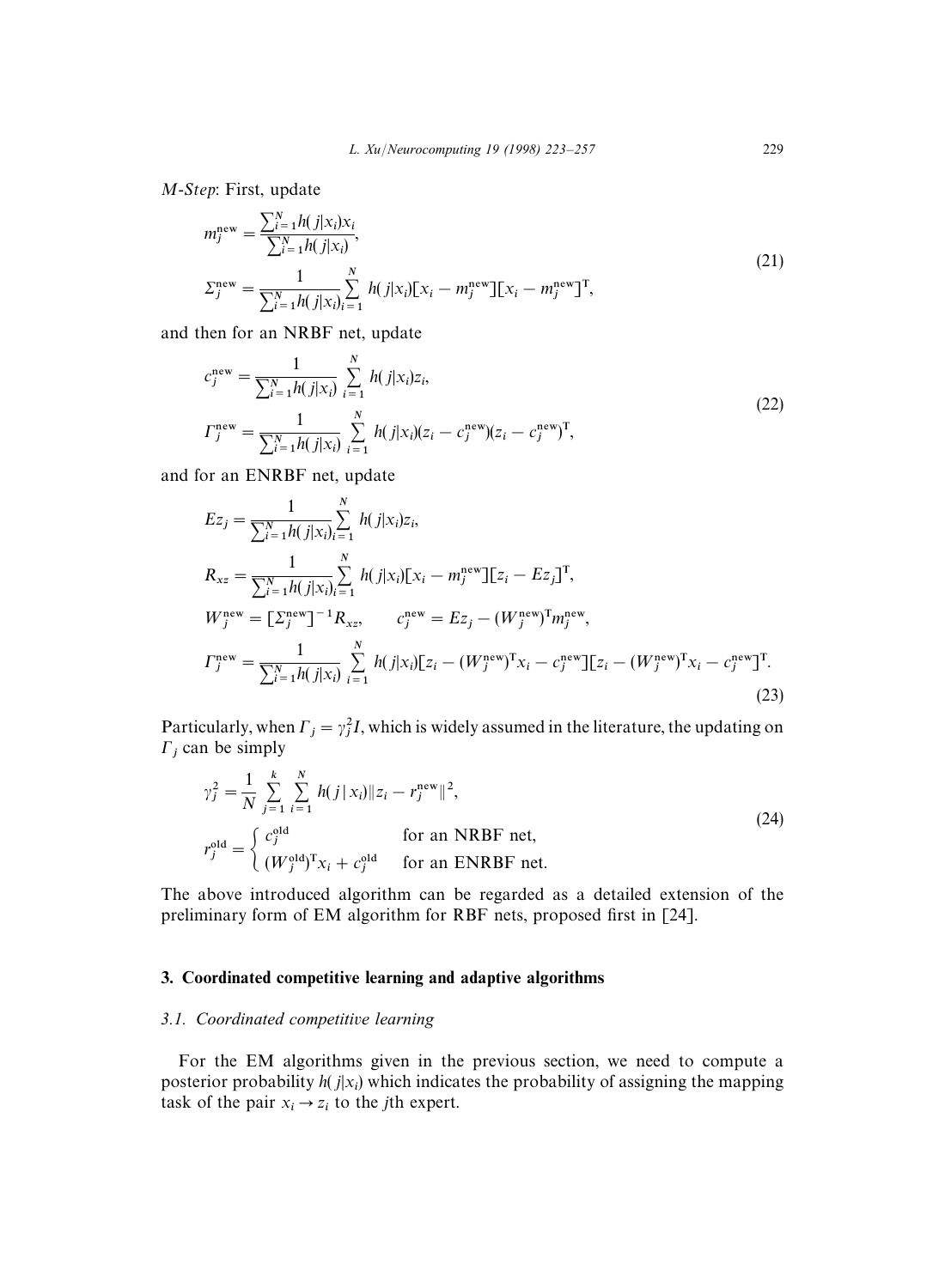*M-Step*: First, update

$$
\begin{aligned}
m_j^{\text{new}} &= \frac{\sum_{i=1}^{N} h(j|x_i)x_i}{\sum_{i=1}^{N} h(j|x_i)},\\
\Sigma_j^{\text{new}} &= \frac{1}{\sum_{i=1}^{N} h(j|x_i)} \sum_{i=1}^{N} h(j|x_i)[x_i - m_j^{\text{new}}][x_i - m_j^{\text{new}}]^{\mathrm{T}},
\end{aligned}
\tag{21}
$$

and then for an NRBF net, update

$$
\begin{aligned}
c_j^{\text{new}} &= \frac{1}{\sum_{i=1}^{N} h(j|x_i)} \sum_{i=1}^{N} h(j|x_i) z_i,\\
\Gamma_j^{\text{new}} &= \frac{1}{\sum_{i=1}^{N} h(j|x_i)} \sum_{i=1}^{N} h(j|x_i)(z_i - c_j^{\text{new}})(z_i - c_j^{\text{new}})^{\mathrm{T}},
\end{aligned}
\tag{22}
$$

and for an ENRBF net, update

$$
\begin{aligned}
Ez_j &= \frac{1}{\sum_{i=1}^{N} h(j|x_i)} \sum_{i=1}^{N} h(j|x_i) z_i,\\
R_{xz} &= \frac{1}{\sum_{i=1}^{N} h(j|x_i)} \sum_{i=1}^{N} h(j|x_i)[x_i - m_j^{\text{new}}][z_i - Ez_j]^{\mathrm{T}},\\
W_j^{\text{new}} &= [\Sigma_j^{\text{new}}]^{-1} R_{xz}, \qquad c_j^{\text{new}} = Ez_j - (W_j^{\text{new}})^{\mathrm{T}} m_j^{\text{new}},\\
\Gamma_j^{\text{new}} &= \frac{1}{\sum_{i=1}^{N} h(j|x_i)} \sum_{i=1}^{N} h(j|x_i)[z_i - (W_j^{\text{new}})^{\mathrm{T}} x_i - c_j^{\text{new}}][z_i - (W_j^{\text{new}})^{\mathrm{T}} x_i - c_j^{\text{new}}]^{\mathrm{T}}.
\end{aligned}
\tag{23}
$$

Particularly, when $\Gamma_j = \gamma_j^2 I$, which is widely assumed in the literature, the updating on $\Gamma_j$ can be simply

$$
\begin{aligned}
\gamma_j^2 &= \frac{1}{N} \sum_{j=1}^{k} \sum_{i=1}^{N} h(j\,|\,x_i) \| z_i - r_j^{\text{new}} \|^2,\\
r_j^{\text{old}} &= \begin{cases} c_j^{\text{old}} & \text{for an NRBF net,}\\ (W_j^{\text{old}})^{\mathrm{T}} x_i + c_j^{\text{old}} & \text{for an ENRBF net.} \end{cases}
\end{aligned}
\tag{24}
$$

The above introduced algorithm can be regarded as a detailed extension of the preliminary form of EM algorithm for RBF nets, proposed first in [24].

## 3. Coordinated competitive learning and adaptive algorithms

### 3.1. *Coordinated competitive learning*

For the EM algorithms given in the previous section, we need to compute a posterior probability $h(j|x_i)$ which indicates the probability of assigning the mapping task of the pair $x_i \rightarrow z_i$ to the $j$th expert.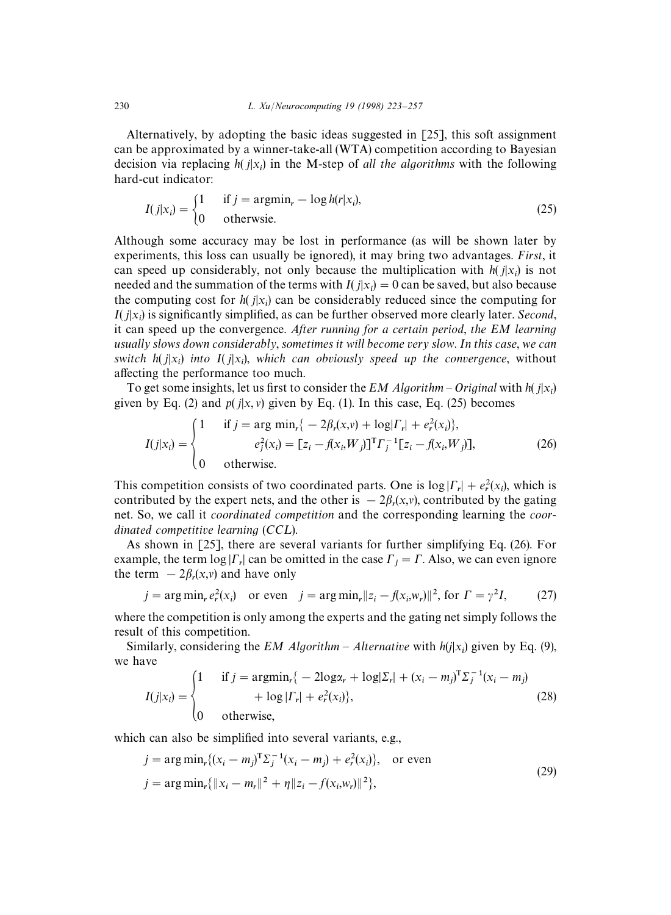Alternatively, by adopting the basic ideas suggested in [25], this soft assignment can be approximated by a winner-take-all (WTA) competition according to Bayesian decision via replacing $h(j|x_i)$ in the M-step of *all the algorithms* with the following hard-cut indicator:

$$I(j|x_i) = \begin{cases} 1 & \text{if } j = \arg\min_r - \log h(r|x_i), \\ 0 & \text{otherwsie.} \end{cases} \tag{25}$$

Although some accuracy may be lost in performance (as will be shown later by experiments, this loss can usually be ignored), it may bring two advantages. *First*, it can speed up considerably, not only because the multiplication with $h(j|x_i)$ is not needed and the summation of the terms with $I(j|x_i) = 0$ can be saved, but also because the computing cost for $h(j|x_i)$ can be considerably reduced since the computing for $I(j|x_i)$ is significantly simplified, as can be further observed more clearly later. *Second*, it can speed up the convergence. *After running for a certain period, the EM learning usually slows down considerably, sometimes it will become very slow. In this case, we can switch $h(j|x_i)$ into $I(j|x_i)$, which can obviously speed up the convergence*, without affecting the performance too much.

To get some insights, let us first to consider the *EM Algorithm – Original* with $h(j|x_i)$ given by Eq. (2) and $p(j|x, v)$ given by Eq. (1). In this case, Eq. (25) becomes

$$I(j|x_i) = \begin{cases} 1 & \text{if } j = \arg\min_r\{-2\beta_r(x,v) + \log|\Gamma_r| + e_r^2(x_i)\}, \\ & \quad e_j^2(x_i) = [z_i - f(x_i, W_j)]^{\mathrm{T}} \Gamma_j^{-1} [z_i - f(x_i, W_j)], \\ 0 & \text{otherwise.} \end{cases} \tag{26}$$

This competition consists of two coordinated parts. One is $\log|\Gamma_r| + e_r^2(x_i)$, which is contributed by the expert nets, and the other is $-2\beta_r(x,v)$, contributed by the gating net. So, we call it *coordinated competition* and the corresponding learning the *coordinated competitive learning* (*CCL*).

As shown in [25], there are several variants for further simplifying Eq. (26). For example, the term $\log|\Gamma_r|$ can be omitted in the case $\Gamma_j = \Gamma$. Also, we can even ignore the term $-2\beta_r(x,v)$ and have only

$$j = \arg\min_r e_r^2(x_i) \quad \text{or even} \quad j = \arg\min_r \|z_i - f(x_i, w_r)\|^2, \text{ for } \Gamma = \gamma^2 I, \tag{27}$$

where the competition is only among the experts and the gating net simply follows the result of this competition.

Similarly, considering the *EM Algorithm – Alternative* with $h(j|x_i)$ given by Eq. (9), we have

$$I(j|x_i) = \begin{cases} 1 & \text{if } j = \arg\min_r\{-2\log\alpha_r + \log|\Sigma_r| + (x_i - m_j)^{\mathrm{T}} \Sigma_j^{-1} (x_i - m_j) \\ & \quad + \log|\Gamma_r| + e_r^2(x_i)\}, \\ 0 & \text{otherwise,} \end{cases} \tag{28}$$

which can also be simplified into several variants, e.g.,

$$\begin{aligned} &j = \arg\min_r\{(x_i - m_j)^{\mathrm{T}} \Sigma_j^{-1} (x_i - m_j) + e_r^2(x_i)\}, \quad \text{or even} \\ &j = \arg\min_r\{\|x_i - m_r\|^2 + \eta\|z_i - f(x_i, w_r)\|^2\}, \end{aligned} \tag{29}$$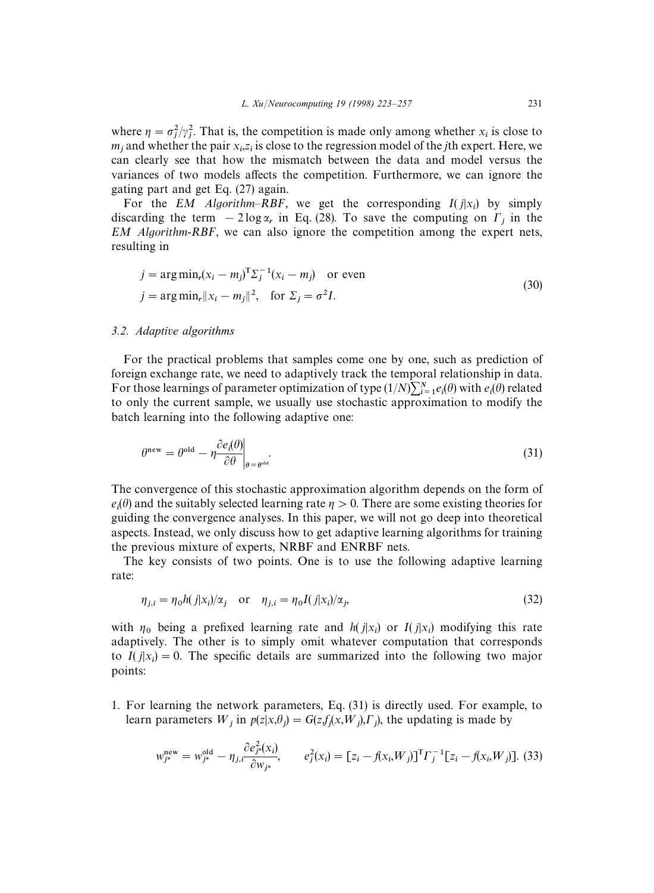where $\eta = \sigma_j^2/\gamma_j^2$. That is, the competition is made only among whether $x_i$ is close to $m_j$ and whether the pair $x_i, z_i$ is close to the regression model of the $j$th expert. Here, we can clearly see that how the mismatch between the data and model versus the variances of two models affects the competition. Furthermore, we can ignore the gating part and get Eq. (27) again.

For the *EM Algorithm–RBF*, we get the corresponding $I(j|x_i)$ by simply discarding the term $-2\log\alpha_r$ in Eq. (28). To save the computing on $\Gamma_j$ in the *EM Algorithm-RBF*, we can also ignore the competition among the expert nets, resulting in

$$
\begin{aligned}
&j = \arg\min_r (x_i - m_j)^{\mathrm{T}} \Sigma_j^{-1} (x_i - m_j) \quad \text{or even} \\
&j = \arg\min_r \|x_i - m_j\|^2, \quad \text{for } \Sigma_j = \sigma^2 I.
\end{aligned}
\tag{30}
$$

### 3.2. Adaptive algorithms

For the practical problems that samples come one by one, such as prediction of foreign exchange rate, we need to adaptively track the temporal relationship in data. For those learnings of parameter optimization of type $(1/N)\sum_{i=1}^{N} e_i(\theta)$ with $e_i(\theta)$ related to only the current sample, we usually use stochastic approximation to modify the batch learning into the following adaptive one:

$$
\theta^{\text{new}} = \theta^{\text{old}} - \eta \left.\frac{\partial e_i(\theta)}{\partial \theta}\right|_{\theta = \theta^{\text{old}}}.
\tag{31}
$$

The convergence of this stochastic approximation algorithm depends on the form of $e_i(\theta)$ and the suitably selected learning rate $\eta > 0$. There are some existing theories for guiding the convergence analyses. In this paper, we will not go deep into theoretical aspects. Instead, we only discuss how to get adaptive learning algorithms for training the previous mixture of experts, NRBF and ENRBF nets.

The key consists of two points. One is to use the following adaptive learning rate:

$$
\eta_{j,i} = \eta_0 h(j|x_i)/\alpha_j \quad \text{or} \quad \eta_{j,i} = \eta_0 I(j|x_i)/\alpha_j,
\tag{32}
$$

with $\eta_0$ being a prefixed learning rate and $h(j|x_i)$ or $I(j|x_i)$ modifying this rate adaptively. The other is to simply omit whatever computation that corresponds to $I(j|x_i) = 0$. The specific details are summarized into the following two major points:

1. For learning the network parameters, Eq. (31) is directly used. For example, to learn parameters $W_j$ in $p(z|x,\theta_j) = G(z, f_j(x, W_j), \Gamma_j)$, the updating is made by

$$
w_{j^*}^{\text{new}} = w_{j^*}^{\text{old}} - \eta_{j,i} \frac{\partial e_{j^*}^2(x_i)}{\partial w_{j^*}}, \qquad e_j^2(x_i) = [z_i - f(x_i, W_j)]^{\mathrm{T}} \Gamma_j^{-1} [z_i - f(x_i, W_j)].
\tag{33}
$$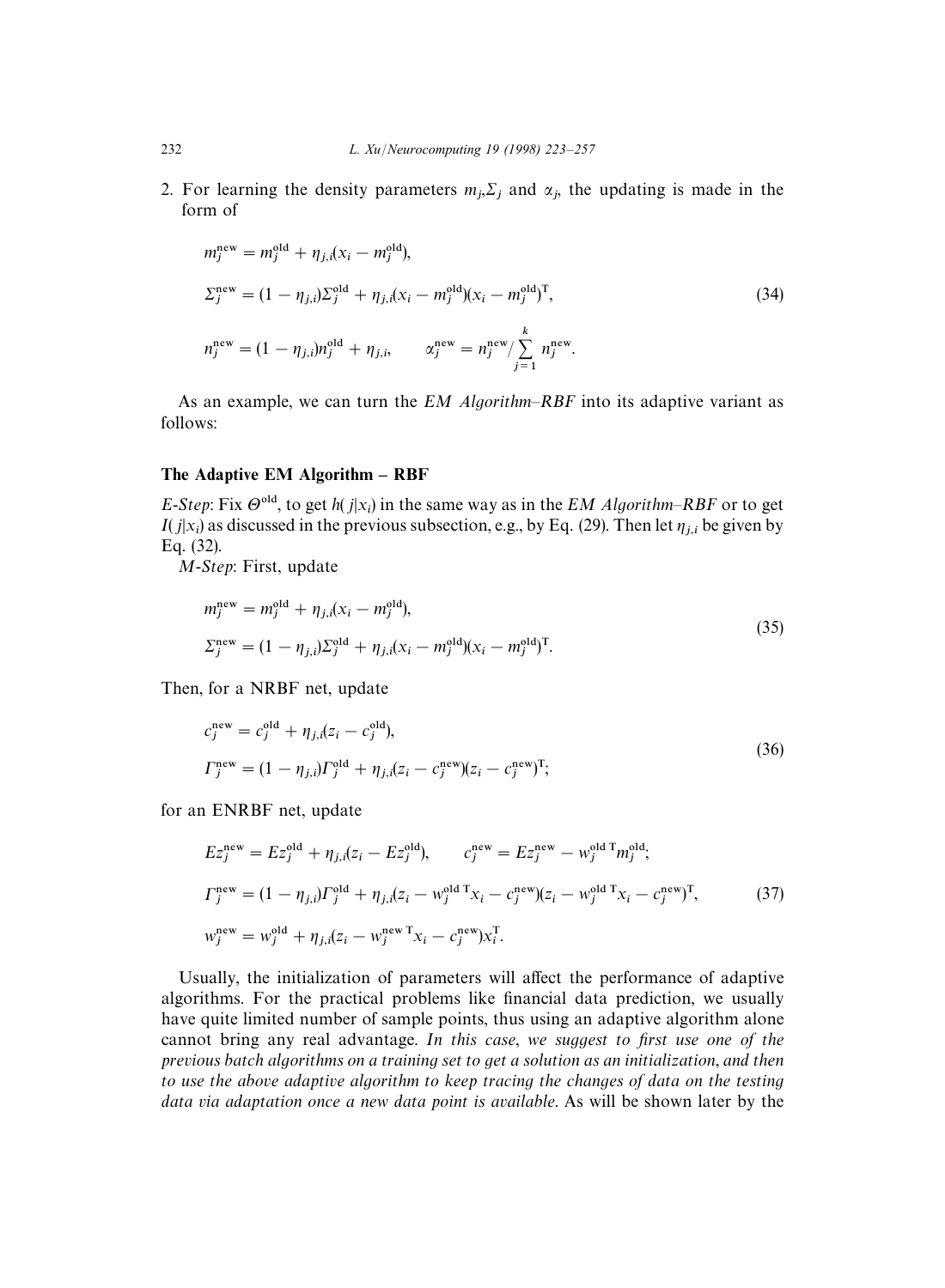2. For learning the density parameters $m_j$,$\Sigma_j$ and $\alpha_j$, the updating is made in the form of

$$
\begin{aligned}
&m_j^{\text{new}} = m_j^{\text{old}} + \eta_{j,i}(x_i - m_j^{\text{old}}), \\
&\Sigma_j^{\text{new}} = (1 - \eta_{j,i})\Sigma_j^{\text{old}} + \eta_{j,i}(x_i - m_j^{\text{old}})(x_i - m_j^{\text{old}})^{\mathrm{T}}, \\
&n_j^{\text{new}} = (1 - \eta_{j,i})n_j^{\text{old}} + \eta_{j,i}, \qquad \alpha_j^{\text{new}} = n_j^{\text{new}} / \sum_{j=1}^{k} n_j^{\text{new}}.
\end{aligned}
\tag{34}
$$

As an example, we can turn the *EM Algorithm–RBF* into its adaptive variant as follows:

**The Adaptive EM Algorithm – RBF**

*E-Step*: Fix $\Theta^{\text{old}}$, to get $h(j|x_i)$ in the same way as in the *EM Algorithm–RBF* or to get $I(j|x_i)$ as discussed in the previous subsection, e.g., by Eq. (29). Then let $\eta_{j,i}$ be given by Eq. (32).

*M-Step*: First, update

$$
\begin{aligned}
&m_j^{\text{new}} = m_j^{\text{old}} + \eta_{j,i}(x_i - m_j^{\text{old}}), \\
&\Sigma_j^{\text{new}} = (1 - \eta_{j,i})\Sigma_j^{\text{old}} + \eta_{j,i}(x_i - m_j^{\text{old}})(x_i - m_j^{\text{old}})^{\mathrm{T}}.
\end{aligned}
\tag{35}
$$

Then, for a NRBF net, update

$$
\begin{aligned}
&c_j^{\text{new}} = c_j^{\text{old}} + \eta_{j,i}(z_i - c_j^{\text{old}}), \\
&\Gamma_j^{\text{new}} = (1 - \eta_{j,i})\Gamma_j^{\text{old}} + \eta_{j,i}(z_i - c_j^{\text{new}})(z_i - c_j^{\text{new}})^{\mathrm{T}};
\end{aligned}
\tag{36}
$$

for an ENRBF net, update

$$
\begin{aligned}
&Ez_j^{\text{new}} = Ez_j^{\text{old}} + \eta_{j,i}(z_i - Ez_j^{\text{old}}), \qquad c_j^{\text{new}} = Ez_j^{\text{new}} - w_j^{\text{old}\,\mathrm{T}} m_j^{\text{old}}; \\
&\Gamma_j^{\text{new}} = (1 - \eta_{j,i})\Gamma_j^{\text{old}} + \eta_{j,i}(z_i - w_j^{\text{old}\,\mathrm{T}} x_i - c_j^{\text{new}})(z_i - w_j^{\text{old}\,\mathrm{T}} x_i - c_j^{\text{new}})^{\mathrm{T}}, \\
&w_j^{\text{new}} = w_j^{\text{old}} + \eta_{j,i}(z_i - w_j^{\text{new}\,\mathrm{T}} x_i - c_j^{\text{new}})x_i^{\mathrm{T}}.
\end{aligned}
\tag{37}
$$

Usually, the initialization of parameters will affect the performance of adaptive algorithms. For the practical problems like financial data prediction, we usually have quite limited number of sample points, thus using an adaptive algorithm alone cannot bring any real advantage. *In this case, we suggest to first use one of the previous batch algorithms on a training set to get a solution as an initialization, and then to use the above adaptive algorithm to keep tracing the changes of data on the testing data via adaptation once a new data point is available.* As will be shown later by the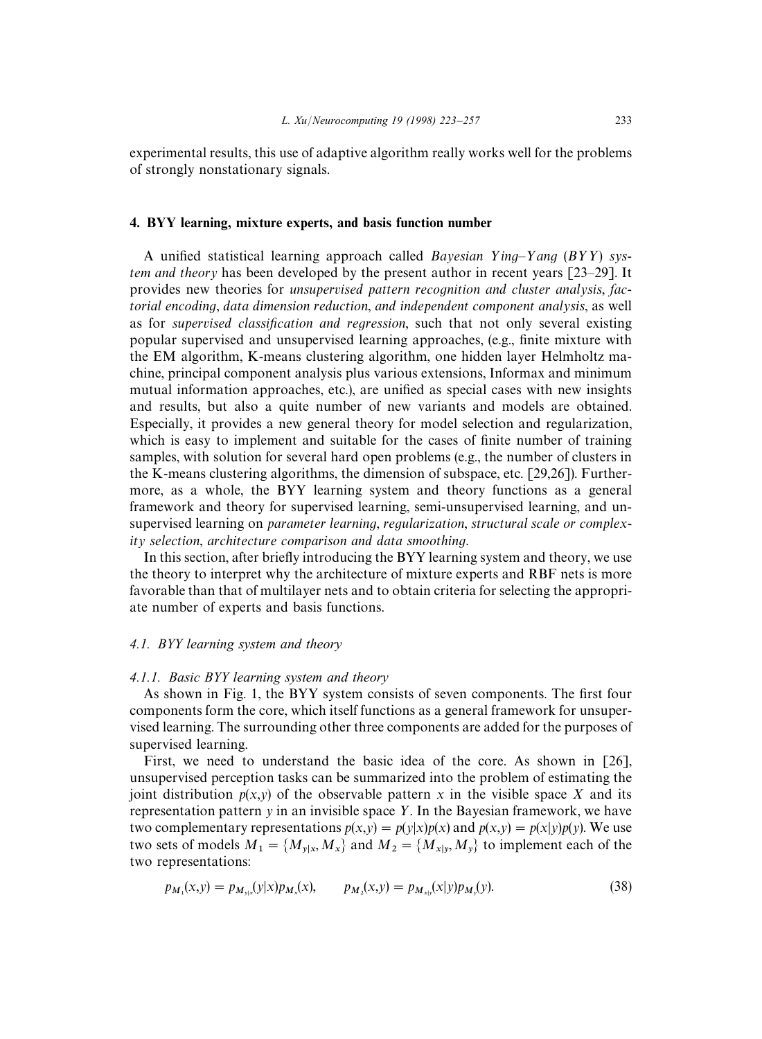experimental results, this use of adaptive algorithm really works well for the problems of strongly nonstationary signals.

## 4. BYY learning, mixture experts, and basis function number

A unified statistical learning approach called *Bayesian Ying–Yang* (*BYY*) *system and theory* has been developed by the present author in recent years [23–29]. It provides new theories for *unsupervised pattern recognition and cluster analysis*, *factorial encoding*, *data dimension reduction*, *and independent component analysis*, as well as for *supervised classification and regression*, such that not only several existing popular supervised and unsupervised learning approaches, (e.g., finite mixture with the EM algorithm, K-means clustering algorithm, one hidden layer Helmholtz machine, principal component analysis plus various extensions, Informax and minimum mutual information approaches, etc.), are unified as special cases with new insights and results, but also a quite number of new variants and models are obtained. Especially, it provides a new general theory for model selection and regularization, which is easy to implement and suitable for the cases of finite number of training samples, with solution for several hard open problems (e.g., the number of clusters in the K-means clustering algorithms, the dimension of subspace, etc. [29,26]). Furthermore, as a whole, the BYY learning system and theory functions as a general framework and theory for supervised learning, semi-unsupervised learning, and unsupervised learning on *parameter learning*, *regularization*, *structural scale or complexity selection*, *architecture comparison and data smoothing*.

In this section, after briefly introducing the BYY learning system and theory, we use the theory to interpret why the architecture of mixture experts and RBF nets is more favorable than that of multilayer nets and to obtain criteria for selecting the appropriate number of experts and basis functions.

### 4.1. BYY learning system and theory

#### 4.1.1. Basic BYY learning system and theory

As shown in Fig. 1, the BYY system consists of seven components. The first four components form the core, which itself functions as a general framework for unsupervised learning. The surrounding other three components are added for the purposes of supervised learning.

First, we need to understand the basic idea of the core. As shown in [26], unsupervised perception tasks can be summarized into the problem of estimating the joint distribution $p(x,y)$ of the observable pattern $x$ in the visible space $X$ and its representation pattern $y$ in an invisible space $Y$. In the Bayesian framework, we have two complementary representations $p(x,y) = p(y|x)p(x)$ and $p(x,y) = p(x|y)p(y)$. We use two sets of models $M_1 = \{M_{y|x}, M_x\}$ and $M_2 = \{M_{x|y}, M_y\}$ to implement each of the two representations:

$$p_{M_1}(x,y) = p_{M_{y|x}}(y|x)p_{M_x}(x), \qquad p_{M_2}(x,y) = p_{M_{x|y}}(x|y)p_{M_y}(y). \tag{38}$$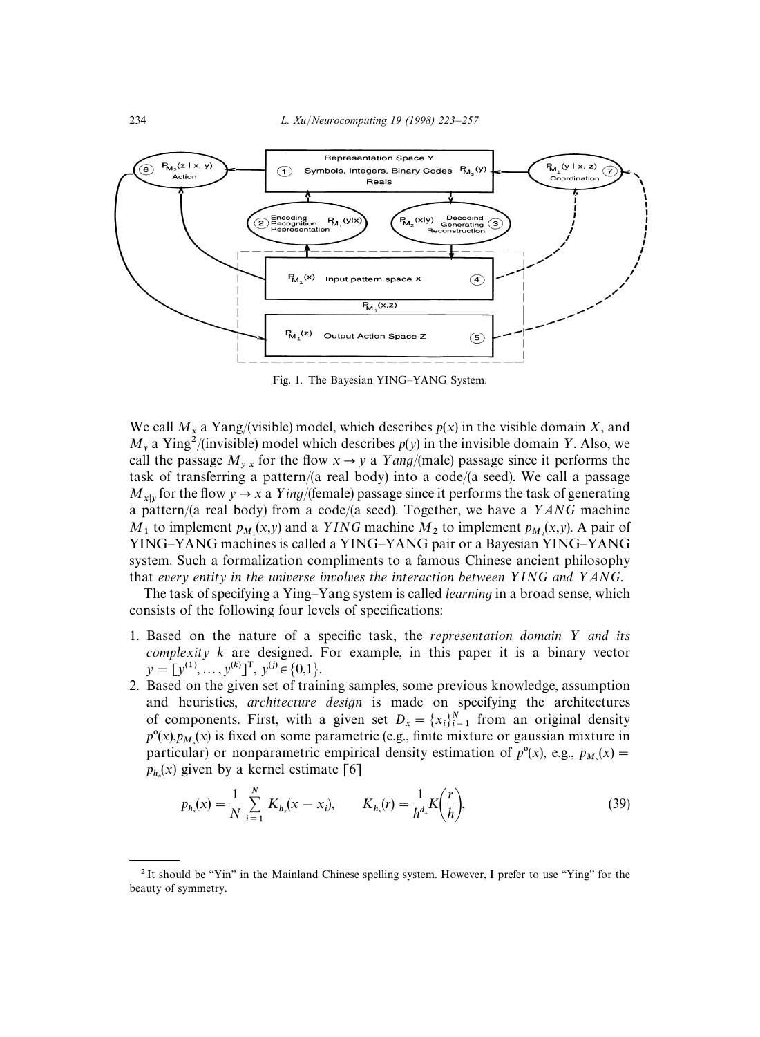Fig. 1. The Bayesian YING–YANG System.

We call $M_x$ a Yang/(visible) model, which describes $p(x)$ in the visible domain $X$, and $M_y$ a Ying[2]/(invisible) model which describes $p(y)$ in the invisible domain $Y$. Also, we call the passage $M_{y|x}$ for the flow $x \to y$ a *Yang*/(male) passage since it performs the task of transferring a pattern/(a real body) into a code/(a seed). We call a passage $M_{x|y}$ for the flow $y \to x$ a *Ying*/(female) passage since it performs the task of generating a pattern/(a real body) from a code/(a seed). Together, we have a *YANG* machine $M_1$ to implement $p_{M_1}(x,y)$ and a *YING* machine $M_2$ to implement $p_{M_2}(x,y)$. A pair of YING–YANG machines is called a YING–YANG pair or a Bayesian YING–YANG system. Such a formalization compliments to a famous Chinese ancient philosophy that *every entity in the universe involves the interaction between YING and YANG*.

The task of specifying a Ying–Yang system is called *learning* in a broad sense, which consists of the following four levels of specifications:

1. Based on the nature of a specific task, the *representation domain Y and its complexity k* are designed. For example, in this paper it is a binary vector $y = [y^{(1)}, \ldots, y^{(k)}]^T$, $y^{(j)} \in \{0,1\}$.
2. Based on the given set of training samples, some previous knowledge, assumption and heuristics, *architecture design* is made on specifying the architectures of components. First, with a given set $D_x = \{x_i\}_{i=1}^N$ from an original density $p^o(x)$,$p_{M_x}(x)$ is fixed on some parametric (e.g., finite mixture or gaussian mixture in particular) or nonparametric empirical density estimation of $p^o(x)$, e.g., $p_{M_x}(x) = p_{h_x}(x)$ given by a kernel estimate [6]

$$p_{h_x}(x) = \frac{1}{N} \sum_{i=1}^{N} K_{h_x}(x - x_i), \qquad K_{h_x}(r) = \frac{1}{h^{d_x}} K\left(\frac{r}{h}\right), \tag{39}$$

---

[2] It should be “Yin” in the Mainland Chinese spelling system. However, I prefer to use “Ying” for the beauty of symmetry.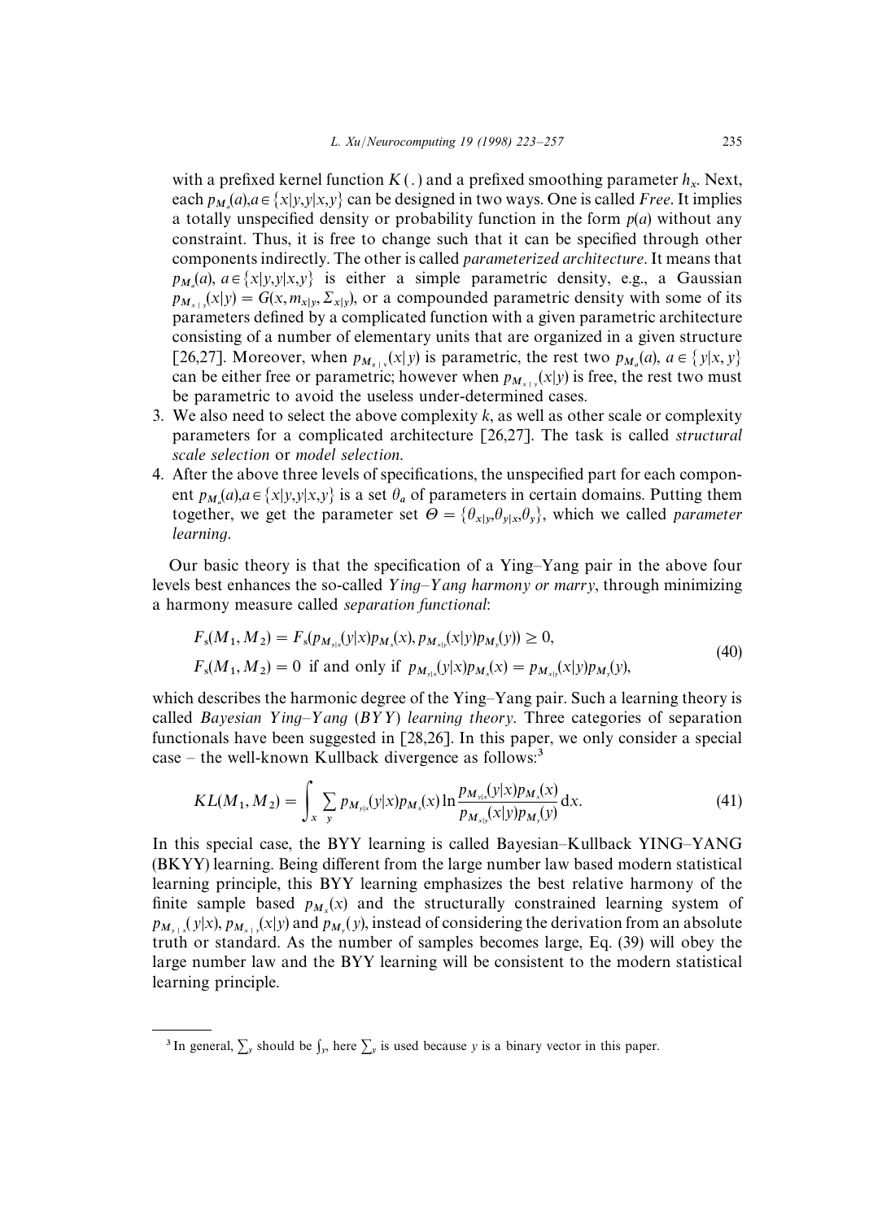with a prefixed kernel function $K(.)$ and a prefixed smoothing parameter $h_x$. Next, each $p_{M_a}(a), a \in \{x|y, y|x, y\}$ can be designed in two ways. One is called *Free*. It implies a totally unspecified density or probability function in the form $p(a)$ without any constraint. Thus, it is free to change such that it can be specified through other components indirectly. The other is called *parameterized architecture*. It means that $p_{M_a}(a)$, $a \in \{x|y, y|x, y\}$ is either a simple parametric density, e.g., a Gaussian $p_{M_{x|y}}(x|y) = G(x, m_{x|y}, \Sigma_{x|y})$, or a compounded parametric density with some of its parameters defined by a complicated function with a given parametric architecture consisting of a number of elementary units that are organized in a given structure [26,27]. Moreover, when $p_{M_{x|y}}(x|y)$ is parametric, the rest two $p_{M_a}(a)$, $a \in \{y|x, y\}$ can be either free or parametric; however when $p_{M_{x|y}}(x|y)$ is free, the rest two must be parametric to avoid the useless under-determined cases.

3. We also need to select the above complexity $k$, as well as other scale or complexity parameters for a complicated architecture [26,27]. The task is called *structural scale selection* or *model selection*.
4. After the above three levels of specifications, the unspecified part for each component $p_{M_a}(a), a \in \{x|y, y|x, y\}$ is a set $\theta_a$ of parameters in certain domains. Putting them together, we get the parameter set $\Theta = \{\theta_{x|y}, \theta_{y|x}, \theta_y\}$, which we called *parameter learning*.

Our basic theory is that the specification of a Ying–Yang pair in the above four levels best enhances the so-called *Ying–Yang harmony or marry*, through minimizing a harmony measure called *separation functional*:

$$
\begin{aligned}
&F_s(M_1, M_2) = F_s(p_{M_{y|x}}(y|x)p_{M_x}(x), p_{M_{x|y}}(x|y)p_{M_y}(y)) \geq 0, \\
&F_s(M_1, M_2) = 0 \text{ if and only if } p_{M_{y|x}}(y|x)p_{M_x}(x) = p_{M_{x|y}}(x|y)p_{M_y}(y),
\end{aligned}
\tag{40}
$$

which describes the harmonic degree of the Ying–Yang pair. Such a learning theory is called *Bayesian Ying–Yang (BYY) learning theory*. Three categories of separation functionals have been suggested in [28,26]. In this paper, we only consider a special case – the well-known Kullback divergence as follows:[3]

$$
KL(M_1, M_2) = \int_x \sum_y p_{M_{y|x}}(y|x)p_{M_x}(x) \ln \frac{p_{M_{y|x}}(y|x)p_{M_x}(x)}{p_{M_{x|y}}(x|y)p_{M_y}(y)} \, dx. \tag{41}
$$

In this special case, the BYY learning is called Bayesian–Kullback YING–YANG (BKYY) learning. Being different from the large number law based modern statistical learning principle, this BYY learning emphasizes the best relative harmony of the finite sample based $p_{M_x}(x)$ and the structurally constrained learning system of $p_{M_{y|x}}(y|x)$, $p_{M_{x|y}}(x|y)$ and $p_{M_y}(y)$, instead of considering the derivation from an absolute truth or standard. As the number of samples becomes large, Eq. (39) will obey the large number law and the BYY learning will be consistent to the modern statistical learning principle.

---

[3] In general, $\sum_y$ should be $\int_y$, here $\sum_y$ is used because $y$ is a binary vector in this paper.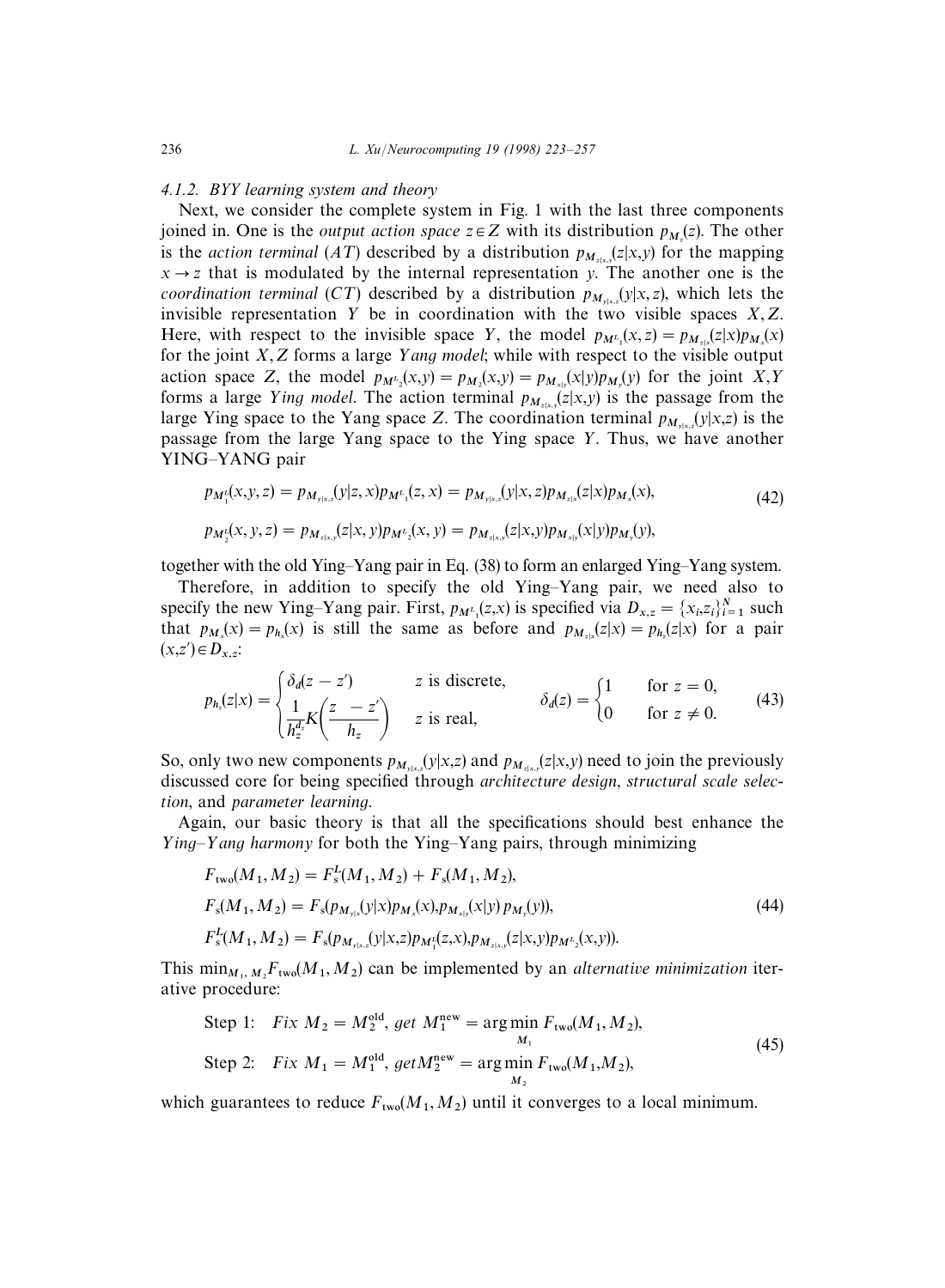#### 4.1.2. BYY learning system and theory

Next, we consider the complete system in Fig. 1 with the last three components joined in. One is the *output action space* $z \in Z$ with its distribution $p_{M_z}(z)$. The other is the *action terminal* ($AT$) described by a distribution $p_{M_{z|x,y}}(z|x,y)$ for the mapping $x \to z$ that is modulated by the internal representation $y$. The another one is the *coordination terminal* ($CT$) described by a distribution $p_{M_{y|x,z}}(y|x,z)$, which lets the invisible representation $Y$ be in coordination with the two visible spaces $X, Z$. Here, with respect to the invisible space $Y$, the model $p_{M^L_1}(x,z) = p_{M_{z|x}}(z|x)p_{M_x}(x)$ for the joint $X, Z$ forms a large *Yang model*; while with respect to the visible output action space $Z$, the model $p_{M^L_2}(x,y) = p_{M_2}(x,y) = p_{M_{x|y}}(x|y)p_{M_y}(y)$ for the joint $X,Y$ forms a large *Ying model*. The action terminal $p_{M_{z|x,y}}(z|x,y)$ is the passage from the large Ying space to the Yang space $Z$. The coordination terminal $p_{M_{y|x,z}}(y|x,z)$ is the passage from the large Yang space to the Ying space $Y$. Thus, we have another YING–YANG pair

$$
\begin{aligned}
p_{M^L_1}(x,y,z) &= p_{M_{y|x,z}}(y|z,x)p_{M^L_1}(z,x) = p_{M_{y|x,z}}(y|x,z)p_{M_{z|x}}(z|x)p_{M_x}(x), \\
p_{M^L_2}(x,y,z) &= p_{M_{z|x,y}}(z|x,y)p_{M^L_2}(x,y) = p_{M_{z|x,y}}(z|x,y)p_{M_{x|y}}(x|y)p_{M_y}(y),
\end{aligned}
\tag{42}
$$

together with the old Ying–Yang pair in Eq. (38) to form an enlarged Ying–Yang system.

Therefore, in addition to specify the old Ying–Yang pair, we need also to specify the new Ying–Yang pair. First, $p_{M^L_1}(z,x)$ is specified via $D_{x,z} = \{x_i, z_i\}_{i=1}^N$ such that $p_{M_x}(x) = p_{h_x}(x)$ is still the same as before and $p_{M_{z|x}}(z|x) = p_{h_z}(z|x)$ for a pair $(x,z') \in D_{x,z}$:

$$
p_{h_z}(z|x) = \begin{cases} \delta_d(z - z') & z \text{ is discrete}, \\ \dfrac{1}{h_z^{d_z}} K\!\left(\dfrac{z - z'}{h_z}\right) & z \text{ is real}, \end{cases} \qquad \delta_d(z) = \begin{cases} 1 & \text{for } z = 0, \\ 0 & \text{for } z \neq 0. \end{cases}
\tag{43}
$$

So, only two new components $p_{M_{y|x,z}}(y|x,z)$ and $p_{M_{z|x,y}}(z|x,y)$ need to join the previously discussed core for being specified through *architecture design*, *structural scale selection*, and *parameter learning*.

Again, our basic theory is that all the specifications should best enhance the *Ying–Yang harmony* for both the Ying–Yang pairs, through minimizing

$$
\begin{aligned}
F_{\text{two}}(M_1, M_2) &= F^L_s(M_1, M_2) + F_s(M_1, M_2), \\
F_s(M_1, M_2) &= F_s(p_{M_{y|x}}(y|x)p_{M_x}(x), p_{M_{x|y}}(x|y)\, p_{M_y}(y)), \\
F^L_s(M_1, M_2) &= F_s(p_{M_{y|x,z}}(y|x,z)p_{M^L_1}(z,x), p_{M_{z|x,y}}(z|x,y)p_{M^L_2}(x,y)).
\end{aligned}
\tag{44}
$$

This $\min_{M_1, M_2} F_{\text{two}}(M_1, M_2)$ can be implemented by an *alternative minimization* iterative procedure:

$$
\begin{aligned}
&\text{Step 1:} \quad \textit{Fix } M_2 = M_2^{\text{old}}, \textit{ get } M_1^{\text{new}} = \arg\min_{M_1} F_{\text{two}}(M_1, M_2), \\
&\text{Step 2:} \quad \textit{Fix } M_1 = M_1^{\text{old}}, \textit{ get} M_2^{\text{new}} = \arg\min_{M_2} F_{\text{two}}(M_1, M_2),
\end{aligned}
\tag{45}
$$

which guarantees to reduce $F_{\text{two}}(M_1, M_2)$ until it converges to a local minimum.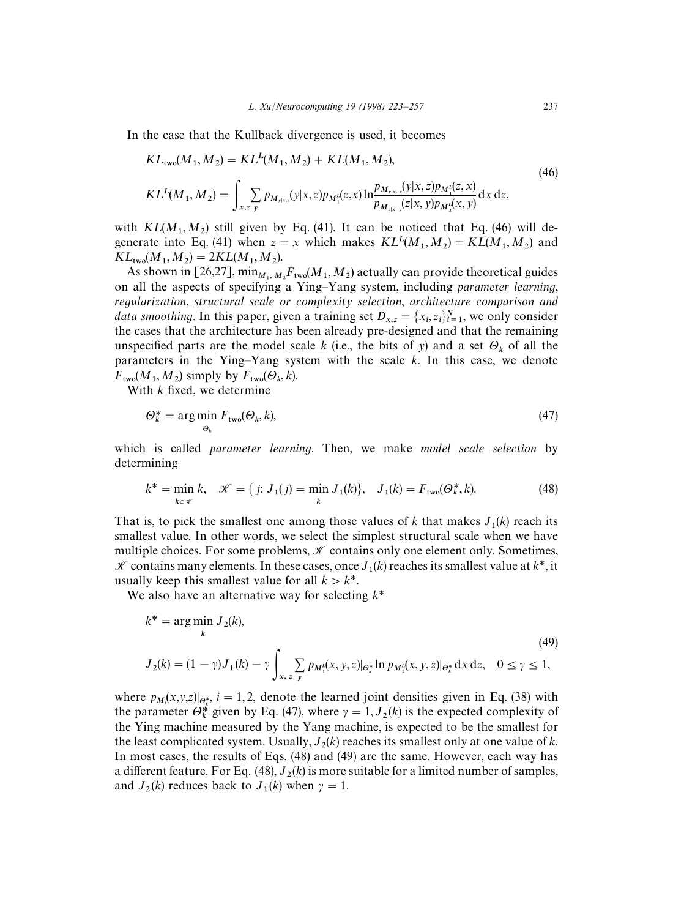In the case that the Kullback divergence is used, it becomes

$$
\begin{aligned}
&KL_{\text{two}}(M_1, M_2) = KL^L(M_1, M_2) + KL(M_1, M_2), \\
&KL^L(M_1, M_2) = \int_{x,z} \sum_y p_{M_{y|x,z}}(y|x,z) p_{M_1^t}(z,x) \ln \frac{p_{M_{y|x,z}}(y|x,z) p_{M_1^t}(z,x)}{p_{M_{z|x,y}}(z|x,y) p_{M_2^t}(x,y)} \mathrm{d}x\, \mathrm{d}z,
\end{aligned}
\tag{46}
$$

with $KL(M_1, M_2)$ still given by Eq. (41). It can be noticed that Eq. (46) will degenerate into Eq. (41) when $z = x$ which makes $KL^L(M_1, M_2) = KL(M_1, M_2)$ and $KL_{\text{two}}(M_1, M_2) = 2KL(M_1, M_2)$.

As shown in [26,27], $\min_{M_1, M_2} F_{\text{two}}(M_1, M_2)$ actually can provide theoretical guides on all the aspects of specifying a Ying–Yang system, including *parameter learning*, *regularization*, *structural scale or complexity selection*, *architecture comparison and data smoothing*. In this paper, given a training set $D_{x,z} = \{x_i, z_i\}_{i=1}^N$, we only consider the cases that the architecture has been already pre-designed and that the remaining unspecified parts are the model scale $k$ (i.e., the bits of $y$) and a set $\Theta_k$ of all the parameters in the Ying–Yang system with the scale $k$. In this case, we denote $F_{\text{two}}(M_1, M_2)$ simply by $F_{\text{two}}(\Theta_k, k)$.

With $k$ fixed, we determine

$$
\Theta_k^* = \arg\min_{\Theta_k} F_{\text{two}}(\Theta_k, k),
\tag{47}
$$

which is called *parameter learning*. Then, we make *model scale selection* by determining

$$
k^* = \min_{k \in \mathscr{K}} k, \quad \mathscr{K} = \{ j\colon J_1(j) = \min_k J_1(k)\}, \quad J_1(k) = F_{\text{two}}(\Theta_k^*, k).
\tag{48}
$$

That is, to pick the smallest one among those values of $k$ that makes $J_1(k)$ reach its smallest value. In other words, we select the simplest structural scale when we have multiple choices. For some problems, $\mathscr{K}$ contains only one element only. Sometimes, $\mathscr{K}$ contains many elements. In these cases, once $J_1(k)$ reaches its smallest value at $k^*$, it usually keep this smallest value for all $k > k^*$.

We also have an alternative way for selecting $k^*$

$$
\begin{aligned}
&k^* = \arg\min_k J_2(k), \\
&J_2(k) = (1-\gamma) J_1(k) - \gamma \int_{x,z} \sum_y p_{M_1^t}(x,y,z)|_{\Theta_k^*} \ln p_{M_2^t}(x,y,z)|_{\Theta_k^*} \mathrm{d}x\, \mathrm{d}z, \quad 0 \le \gamma \le 1,
\end{aligned}
\tag{49}
$$

where $p_{M_i}(x,y,z)|_{\Theta_k^*}$, $i = 1, 2$, denote the learned joint densities given in Eq. (38) with the parameter $\Theta_k^*$ given by Eq. (47), where $\gamma = 1$, $J_2(k)$ is the expected complexity of the Ying machine measured by the Yang machine, is expected to be the smallest for the least complicated system. Usually, $J_2(k)$ reaches its smallest only at one value of $k$. In most cases, the results of Eqs. (48) and (49) are the same. However, each way has a different feature. For Eq. (48), $J_2(k)$ is more suitable for a limited number of samples, and $J_2(k)$ reduces back to $J_1(k)$ when $\gamma = 1$.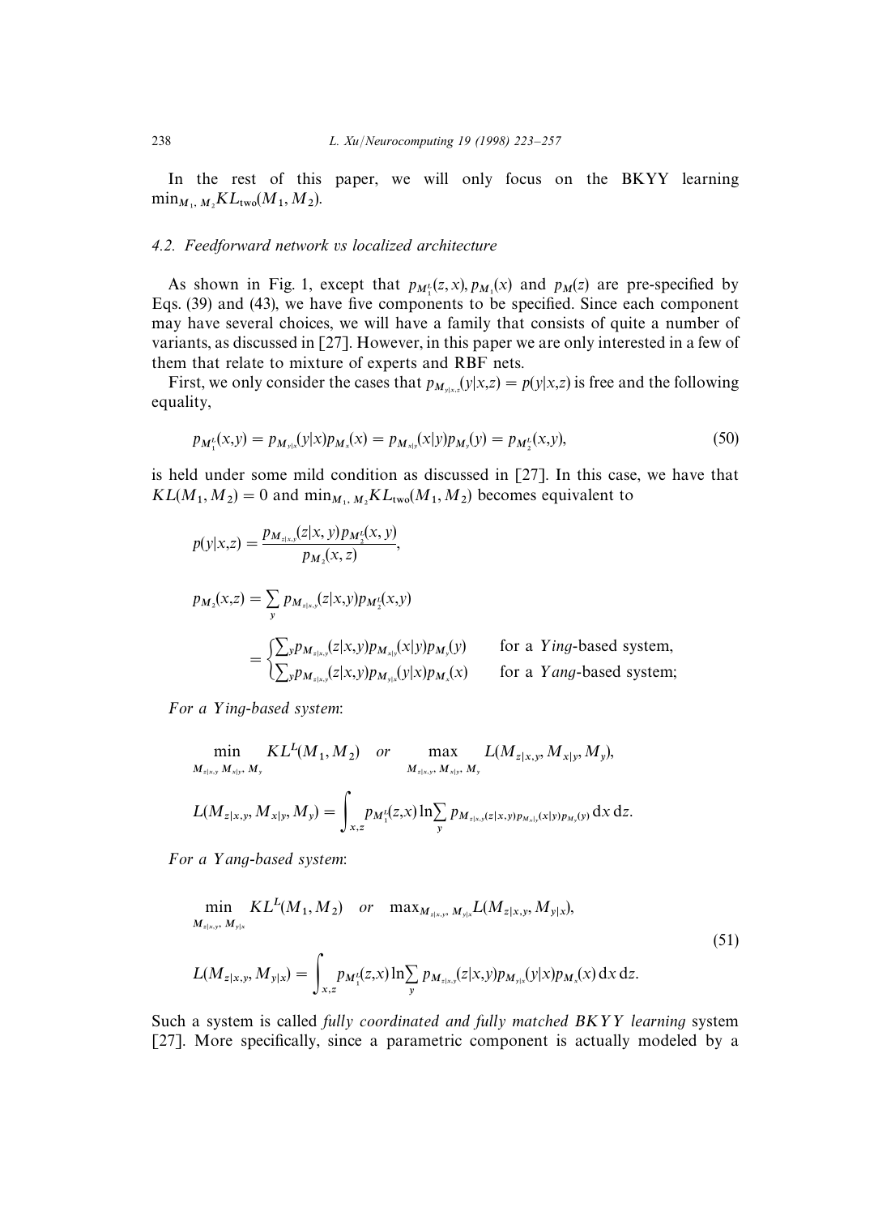In the rest of this paper, we will only focus on the BKYY learning $\min_{M_1, M_2} KL_{\text{two}}(M_1, M_2)$.

### 4.2. Feedforward network vs localized architecture

As shown in Fig. 1, except that $p_{M_1^t}(z, x), p_{M_1}(x)$ and $p_M(z)$ are pre-specified by Eqs. (39) and (43), we have five components to be specified. Since each component may have several choices, we will have a family that consists of quite a number of variants, as discussed in [27]. However, in this paper we are only interested in a few of them that relate to mixture of experts and RBF nets.

First, we only consider the cases that $p_{M_{y|x,z}}(y|x,z) = p(y|x,z)$ is free and the following equality,

$$p_{M_1^t}(x,y) = p_{M_{y|x}}(y|x)p_{M_x}(x) = p_{M_{x|y}}(x|y)p_{M_y}(y) = p_{M_2^t}(x,y), \tag{50}$$

is held under some mild condition as discussed in [27]. In this case, we have that $KL(M_1, M_2) = 0$ and $\min_{M_1, M_2} KL_{\text{two}}(M_1, M_2)$ becomes equivalent to

$$p(y|x,z) = \frac{p_{M_{z|x,y}}(z|x, y)p_{M_2^t}(x, y)}{p_{M_2}(x, z)},$$

$$p_{M_2}(x,z) = \sum_y p_{M_{z|x,y}}(z|x,y)p_{M_2^t}(x,y)$$

$$= \begin{cases} \sum_y p_{M_{z|x,y}}(z|x,y)p_{M_{x|y}}(x|y)p_{M_y}(y) & \text{for a } Ying\text{-based system,} \\ \sum_y p_{M_{z|x,y}}(z|x,y)p_{M_{y|x}}(y|x)p_{M_x}(x) & \text{for a } Yang\text{-based system;} \end{cases}$$

*For a Ying-based system*:

$$\min_{M_{z|x,y},\, M_{x|y},\, M_y} KL^L(M_1, M_2) \quad or \quad \max_{M_{z|x,y},\, M_{x|y},\, M_y} L(M_{z|x,y}, M_{x|y}, M_y),$$

$$L(M_{z|x,y}, M_{x|y}, M_y) = \int_{x,z} p_{M_1^t}(z,x) \ln \sum_y p_{M_{z|x,y}}(z|x,y)p_{M_{x|y}}(x|y)p_{M_y}(y)\, dx\, dz.$$

*For a Yang-based system*:

$$\min_{M_{z|x,y},\, M_{y|x}} KL^L(M_1, M_2) \quad or \quad \max_{M_{z|x,y},\, M_{y|x}} L(M_{z|x,y}, M_{y|x}),$$

$$L(M_{z|x,y}, M_{y|x}) = \int_{x,z} p_{M_1^t}(z,x) \ln \sum_y p_{M_{z|x,y}}(z|x,y)p_{M_{y|x}}(y|x)p_{M_x}(x)\, dx\, dz. \tag{51}$$

Such a system is called *fully coordinated and fully matched BKYY learning* system [27]. More specifically, since a parametric component is actually modeled by a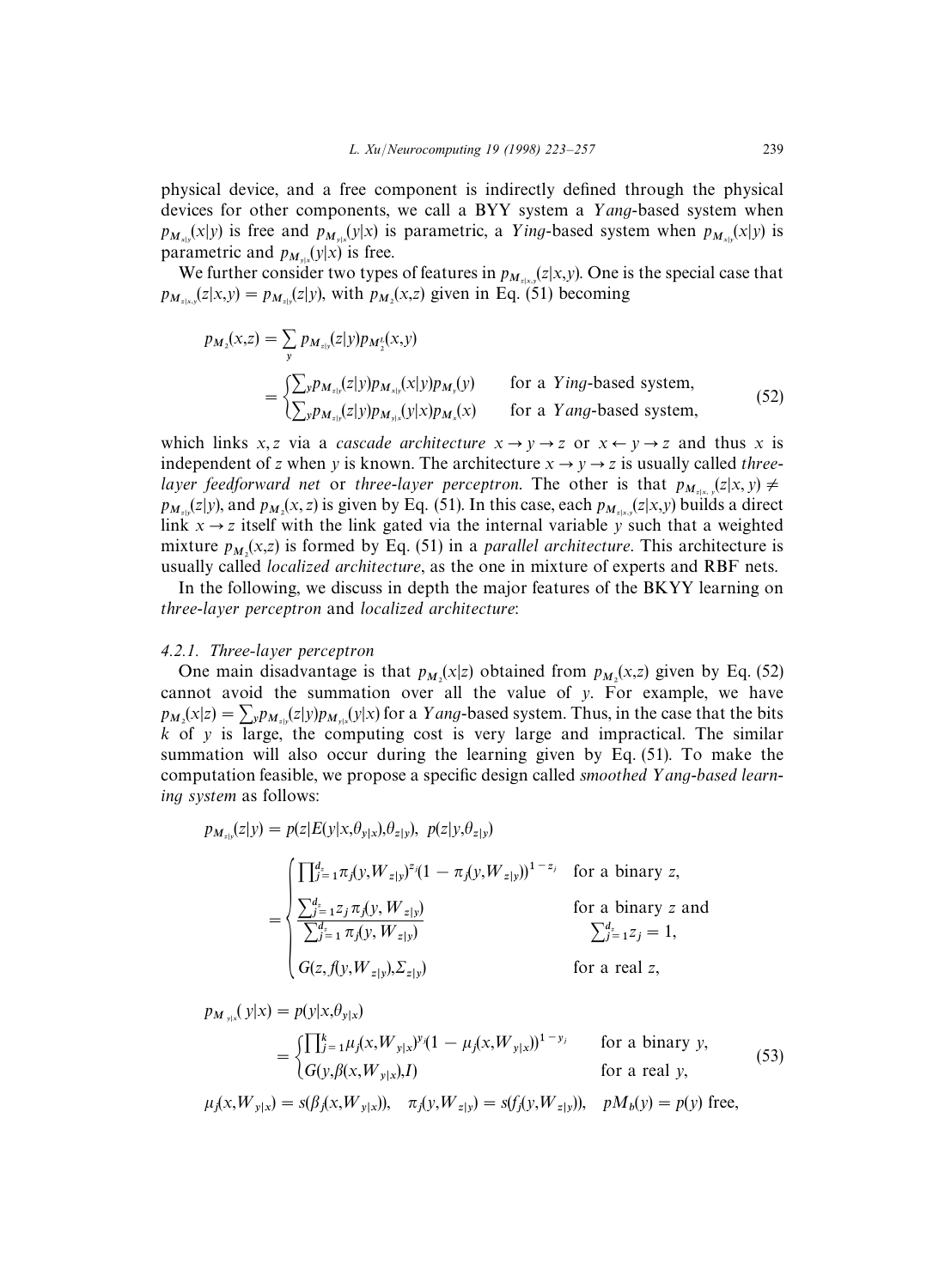physical device, and a free component is indirectly defined through the physical devices for other components, we call a BYY system a *Yang*-based system when $p_{M_{x|y}}(x|y)$ is free and $p_{M_{y|x}}(y|x)$ is parametric, a *Ying*-based system when $p_{M_{x|y}}(x|y)$ is parametric and $p_{M_{y|x}}(y|x)$ is free.

We further consider two types of features in $p_{M_{z|x,y}}(z|x,y)$. One is the special case that $p_{M_{z|x,y}}(z|x,y) = p_{M_{z|y}}(z|y)$, with $p_{M_2}(x,z)$ given in Eq. (51) becoming

$$
\begin{aligned}
p_{M_2}(x,z) &= \sum_y p_{M_{z|y}}(z|y) p_{M_2'}(x,y) \\
&= \begin{cases} \sum_y p_{M_{z|y}}(z|y) p_{M_{x|y}}(x|y) p_{M_y}(y) & \text{for a } Ying\text{-based system}, \\ \sum_y p_{M_{z|y}}(z|y) p_{M_{y|x}}(y|x) p_{M_x}(x) & \text{for a } Yang\text{-based system}, \end{cases}
\end{aligned}
\tag{52}
$$

which links $x, z$ via a *cascade architecture* $x \to y \to z$ or $x \leftarrow y \to z$ and thus $x$ is independent of $z$ when $y$ is known. The architecture $x \to y \to z$ is usually called *three-layer feedforward net* or *three-layer perceptron*. The other is that $p_{M_{z|x,y}}(z|x,y) \neq p_{M_{z|y}}(z|y)$, and $p_{M_2}(x,z)$ is given by Eq. (51). In this case, each $p_{M_{z|x,y}}(z|x,y)$ builds a direct link $x \to z$ itself with the link gated via the internal variable $y$ such that a weighted mixture $p_{M_2}(x,z)$ is formed by Eq. (51) in a *parallel architecture*. This architecture is usually called *localized architecture*, as the one in mixture of experts and RBF nets.

In the following, we discuss in depth the major features of the BKYY learning on *three-layer perceptron* and *localized architecture*:

#### 4.2.1. Three-layer perceptron

One main disadvantage is that $p_{M_2}(x|z)$ obtained from $p_{M_2}(x,z)$ given by Eq. (52) cannot avoid the summation over all the value of $y$. For example, we have $p_{M_2}(x|z) = \sum_y p_{M_{z|y}}(z|y) p_{M_{y|x}}(y|x)$ for a *Yang*-based system. Thus, in the case that the bits $k$ of $y$ is large, the computing cost is very large and impractical. The similar summation will also occur during the learning given by Eq. (51). To make the computation feasible, we propose a specific design called *smoothed Yang-based learning system* as follows:

$$
\begin{aligned}
p_{M_{z|y}}(z|y) &= p(z|E(y|x,\theta_{y|x}),\theta_{z|y}), \;\; p(z|y,\theta_{z|y}) \\
&= \begin{cases} \prod_{j=1}^{d_z} \pi_j(y, W_{z|y})^{z_j} (1-\pi_j(y,W_{z|y}))^{1-z_j} & \text{for a binary } z, \\ \dfrac{\sum_{j=1}^{d_z} z_j \pi_j(y, W_{z|y})}{\sum_{j=1}^{d_z} \pi_j(y, W_{z|y})} & \text{for a binary } z \text{ and } \sum_{j=1}^{d_z} z_j = 1, \\ G(z, f(y, W_{z|y}), \Sigma_{z|y}) & \text{for a real } z, \end{cases}
\end{aligned}
$$

$$
\begin{aligned}
p_{M_{y|x}}(y|x) &= p(y|x,\theta_{y|x}) \\
&= \begin{cases} \prod_{j=1}^{k} \mu_j(x, W_{y|x})^{y_j} (1-\mu_j(x,W_{y|x}))^{1-y_j} & \text{for a binary } y, \\ G(y, \beta(x, W_{y|x}), I) & \text{for a real } y, \end{cases}
\end{aligned}
\tag{53}
$$

$$
\mu_j(x, W_{y|x}) = s(\beta_j(x, W_{y|x})), \quad \pi_j(y, W_{z|y}) = s(f_j(y, W_{z|y})), \quad pM_b(y) = p(y) \text{ free},
$$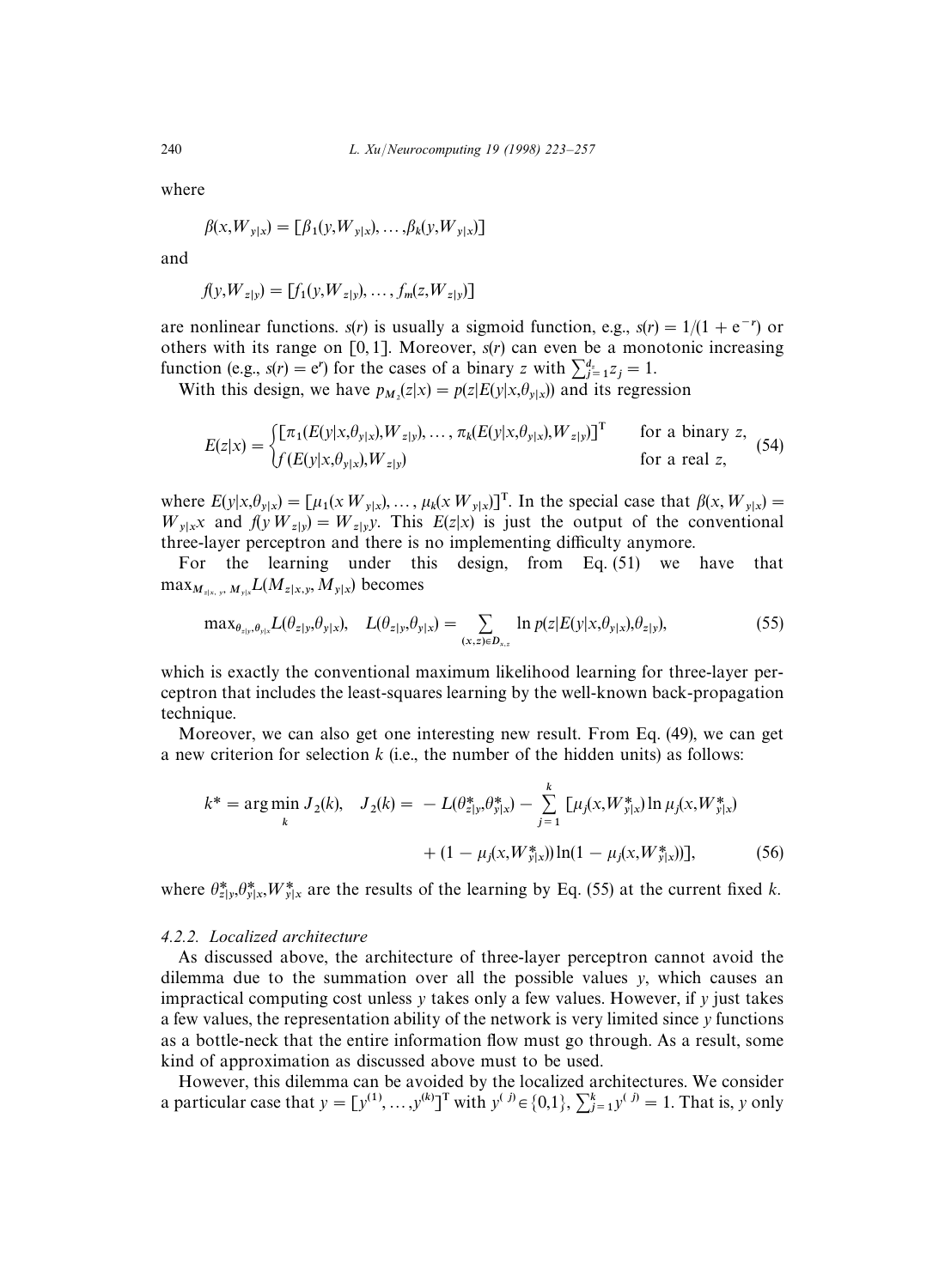where

$$\beta(x,W_{y|x}) = [\beta_1(y,W_{y|x}), \ldots ,\beta_k(y,W_{y|x})]$$

and

$$f(y,W_{z|y}) = [f_1(y,W_{z|y}), \ldots , f_m(z,W_{z|y})]$$

are nonlinear functions. $s(r)$ is usually a sigmoid function, e.g., $s(r) = 1/(1 + e^{-r})$ or others with its range on $[0, 1]$. Moreover, $s(r)$ can even be a monotonic increasing function (e.g., $s(r) = e^r$) for the cases of a binary $z$ with $\sum_{j=1}^{d_z} z_j = 1$.

With this design, we have $p_{M_2}(z|x) = p(z|E(y|x,\theta_{y|x}))$ and its regression

$$E(z|x) = \begin{cases} [\pi_1(E(y|x,\theta_{y|x}),W_{z|y}), \ldots , \pi_k(E(y|x,\theta_{y|x}),W_{z|y})]^{\mathrm{T}} & \text{for a binary } z, \\ f(E(y|x,\theta_{y|x}),W_{z|y}) & \text{for a real } z, \end{cases} \tag{54}$$

where $E(y|x,\theta_{y|x}) = [\mu_1(x\, W_{y|x}), \ldots , \mu_k(x\, W_{y|x})]^{\mathrm{T}}$. In the special case that $\beta(x, W_{y|x}) = W_{y|x}x$ and $f(y\, W_{z|y}) = W_{z|y}y$. This $E(z|x)$ is just the output of the conventional three-layer perceptron and there is no implementing difficulty anymore.

For the learning under this design, from Eq. (51) we have that $\max_{M_{z|x,\,y},\, M_{y|x}} L(M_{z|x,y}, M_{y|x})$ becomes

$$\max_{\theta_{z|y},\theta_{y|x}} L(\theta_{z|y},\theta_{y|x}), \quad L(\theta_{z|y},\theta_{y|x}) = \sum_{(x,z)\in D_{x,z}} \ln p(z|E(y|x,\theta_{y|x}),\theta_{z|y}), \tag{55}$$

which is exactly the conventional maximum likelihood learning for three-layer perceptron that includes the least-squares learning by the well-known back-propagation technique.

Moreover, we can also get one interesting new result. From Eq. (49), we can get a new criterion for selection $k$ (i.e., the number of the hidden units) as follows:

$$k^* = \arg\min_k J_2(k), \quad J_2(k) = -L(\theta^*_{z|y},\theta^*_{y|x}) - \sum_{j=1}^{k} [\mu_j(x,W^*_{y|x}) \ln \mu_j(x,W^*_{y|x}) + (1 - \mu_j(x,W^*_{y|x})) \ln(1 - \mu_j(x,W^*_{y|x}))], \tag{56}$$

where $\theta^*_{z|y},\theta^*_{y|x},W^*_{y|x}$ are the results of the learning by Eq. (55) at the current fixed $k$.

#### 4.2.2. Localized architecture

As discussed above, the architecture of three-layer perceptron cannot avoid the dilemma due to the summation over all the possible values $y$, which causes an impractical computing cost unless $y$ takes only a few values. However, if $y$ just takes a few values, the representation ability of the network is very limited since $y$ functions as a bottle-neck that the entire information flow must go through. As a result, some kind of approximation as discussed above must to be used.

However, this dilemma can be avoided by the localized architectures. We consider a particular case that $y = [y^{(1)}, \ldots ,y^{(k)}]^{\mathrm{T}}$ with $y^{(j)} \in \{0,1\}$, $\sum_{j=1}^{k} y^{(j)} = 1$. That is, $y$ only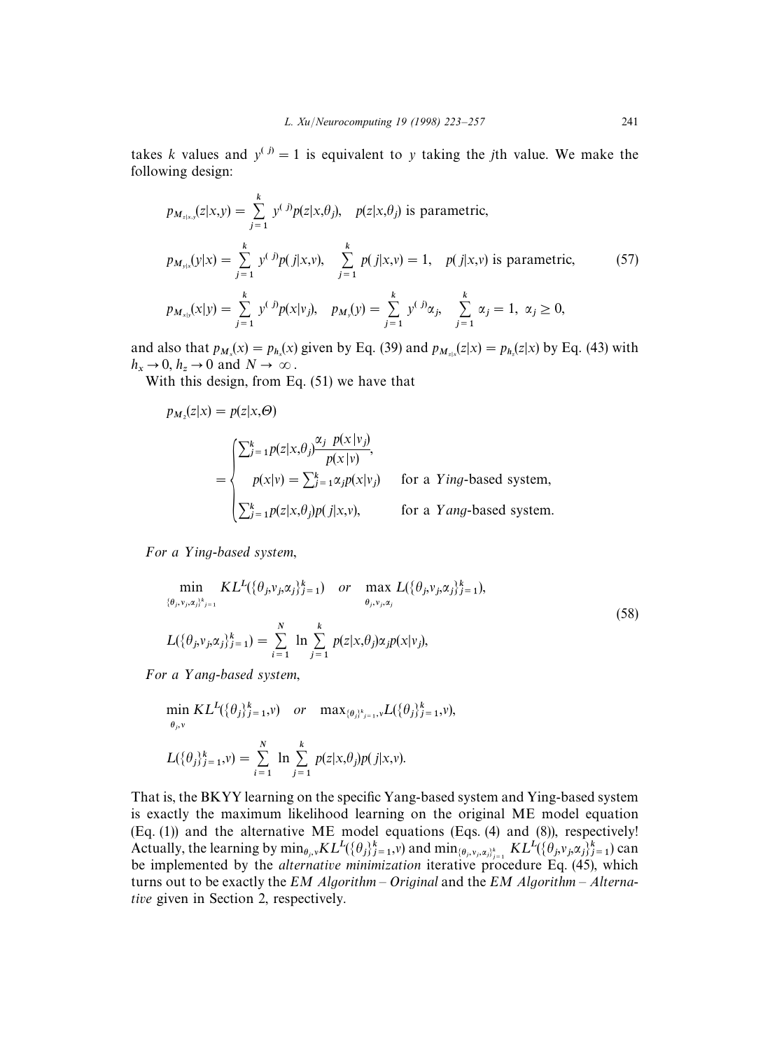takes $k$ values and $y^{(j)} = 1$ is equivalent to $y$ taking the $j$th value. We make the following design:

$$
\begin{aligned}
&p_{M_{z|x,y}}(z|x,y) = \sum_{j=1}^{k} y^{(j)} p(z|x,\theta_j), \quad p(z|x,\theta_j) \text{ is parametric,} \\
&p_{M_{y|x}}(y|x) = \sum_{j=1}^{k} y^{(j)} p(j|x,v), \quad \sum_{j=1}^{k} p(j|x,v) = 1, \quad p(j|x,v) \text{ is parametric,} \\
&p_{M_{x|y}}(x|y) = \sum_{j=1}^{k} y^{(j)} p(x|v_j), \quad p_{M_y}(y) = \sum_{j=1}^{k} y^{(j)} \alpha_j, \quad \sum_{j=1}^{k} \alpha_j = 1, \ \alpha_j \geq 0,
\end{aligned}
\tag{57}
$$

and also that $p_{M_x}(x) = p_{h_x}(x)$ given by Eq. (39) and $p_{M_{z|x}}(z|x) = p_{h_z}(z|x)$ by Eq. (43) with $h_x \to 0$, $h_z \to 0$ and $N \to \infty$.

With this design, from Eq. (51) we have that

$$
p_{M_2}(z|x) = p(z|x,\Theta)
$$

$$
= \begin{cases}
\sum_{j=1}^{k} p(z|x,\theta_j) \dfrac{\alpha_j \ p(x|v_j)}{p(x|v)}, \\
\quad p(x|v) = \sum_{j=1}^{k} \alpha_j p(x|v_j) & \text{for a } \textit{Ying}\text{-based system,} \\
\sum_{j=1}^{k} p(z|x,\theta_j) p(j|x,v), & \text{for a } \textit{Yang}\text{-based system.}
\end{cases}
$$

*For a Ying-based system*,

$$
\begin{aligned}
&\min_{\{\theta_j,v_j,\alpha_j\}_{j=1}^{k}} KL^L(\{\theta_j,v_j,\alpha_j\}_{j=1}^{k}) \quad \textit{or} \quad \max_{\theta_j,v_j,\alpha_j} L(\{\theta_j,v_j,\alpha_j\}_{j=1}^{k}), \\
&L(\{\theta_j,v_j,\alpha_j\}_{j=1}^{k}) = \sum_{i=1}^{N} \ln \sum_{j=1}^{k} p(z|x,\theta_j) \alpha_j p(x|v_j),
\end{aligned}
\tag{58}
$$

*For a Yang-based system*,

$$
\begin{aligned}
&\min_{\theta_j,v} KL^L(\{\theta_j\}_{j=1}^{k},v) \quad \textit{or} \quad \max_{\{\theta_j\}_{j=1}^{k},v} L(\{\theta_j\}_{j=1}^{k},v), \\
&L(\{\theta_j\}_{j=1}^{k},v) = \sum_{i=1}^{N} \ln \sum_{j=1}^{k} p(z|x,\theta_j) p(j|x,v).
\end{aligned}
$$

That is, the BKYY learning on the specific Yang-based system and Ying-based system is exactly the maximum likelihood learning on the original ME model equation (Eq. (1)) and the alternative ME model equations (Eqs. (4) and (8)), respectively! Actually, the learning by $\min_{\theta_j,v} KL^L(\{\theta_j\}_{j=1}^{k},v)$ and $\min_{\{\theta_j,v_j,\alpha_j\}_{j=1}^{k}} KL^L(\{\theta_j,v_j,\alpha_j\}_{j=1}^{k})$ can be implemented by the *alternative minimization* iterative procedure Eq. (45), which turns out to be exactly the *EM Algorithm – Original* and the *EM Algorithm – Alternative* given in Section 2, respectively.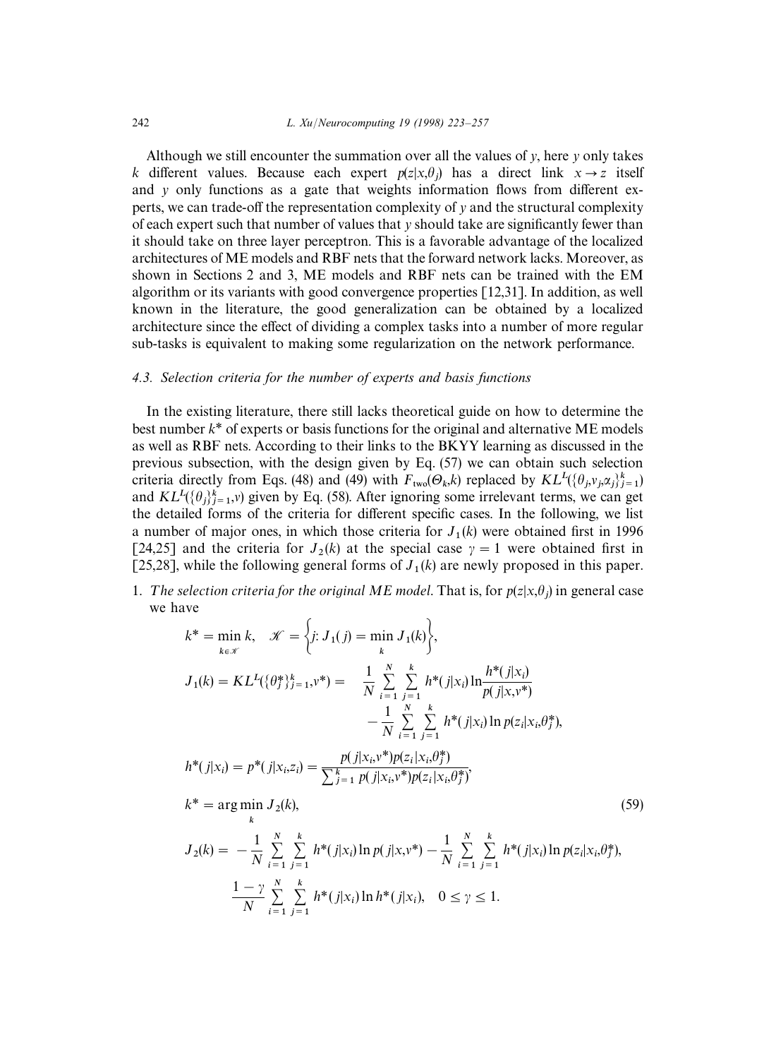Although we still encounter the summation over all the values of $y$, here $y$ only takes $k$ different values. Because each expert $p(z|x,\theta_j)$ has a direct link $x \to z$ itself and $y$ only functions as a gate that weights information flows from different experts, we can trade-off the representation complexity of $y$ and the structural complexity of each expert such that number of values that $y$ should take are significantly fewer than it should take on three layer perceptron. This is a favorable advantage of the localized architectures of ME models and RBF nets that the forward network lacks. Moreover, as shown in Sections 2 and 3, ME models and RBF nets can be trained with the EM algorithm or its variants with good convergence properties [12,31]. In addition, as well known in the literature, the good generalization can be obtained by a localized architecture since the effect of dividing a complex tasks into a number of more regular sub-tasks is equivalent to making some regularization on the network performance.

### 4.3. *Selection criteria for the number of experts and basis functions*

In the existing literature, there still lacks theoretical guide on how to determine the best number $k^*$ of experts or basis functions for the original and alternative ME models as well as RBF nets. According to their links to the BKYY learning as discussed in the previous subsection, with the design given by Eq. (57) we can obtain such selection criteria directly from Eqs. (48) and (49) with $F_{\text{two}}(\Theta_k,k)$ replaced by $KL^L(\{\theta_j,v_j,\alpha_j\}_{j=1}^k)$ and $KL^L(\{\theta_j\}_{j=1}^k,v)$ given by Eq. (58). After ignoring some irrelevant terms, we can get the detailed forms of the criteria for different specific cases. In the following, we list a number of major ones, in which those criteria for $J_1(k)$ were obtained first in 1996 [24,25] and the criteria for $J_2(k)$ at the special case $\gamma = 1$ were obtained first in [25,28], while the following general forms of $J_1(k)$ are newly proposed in this paper.

1. *The selection criteria for the original ME model.* That is, for $p(z|x,\theta_j)$ in general case we have

$$
\begin{aligned}
&k^* = \min_{k \in \mathscr{K}} k, \quad \mathscr{K} = \left\{ j: J_1(j) = \min_k J_1(k) \right\}, \\
&J_1(k) = KL^L(\{\theta_j^*\}_{j=1}^k, v^*) = \quad \frac{1}{N}\sum_{i=1}^N \sum_{j=1}^k h^*(j|x_i) \ln \frac{h^*(j|x_i)}{p(j|x,v^*)} \\
&\qquad\qquad - \frac{1}{N}\sum_{i=1}^N \sum_{j=1}^k h^*(j|x_i) \ln p(z_i|x_i,\theta_j^*), \\
&h^*(j|x_i) = p^*(j|x_i,z_i) = \frac{p(j|x_i,v^*)p(z_i|x_i,\theta_j^*)}{\sum_{j=1}^k p(j|x_i,v^*)p(z_i|x_i,\theta_j^*)}, \\
&k^* = \arg\min_k J_2(k), \\
&J_2(k) = -\frac{1}{N}\sum_{i=1}^N \sum_{j=1}^k h^*(j|x_i) \ln p(j|x,v^*) - \frac{1}{N}\sum_{i=1}^N \sum_{j=1}^k h^*(j|x_i) \ln p(z_i|x_i,\theta_j^*), \\
&\qquad \frac{1-\gamma}{N}\sum_{i=1}^N \sum_{j=1}^k h^*(j|x_i) \ln h^*(j|x_i), \quad 0 \le \gamma \le 1.
\end{aligned}
\tag{59}
$$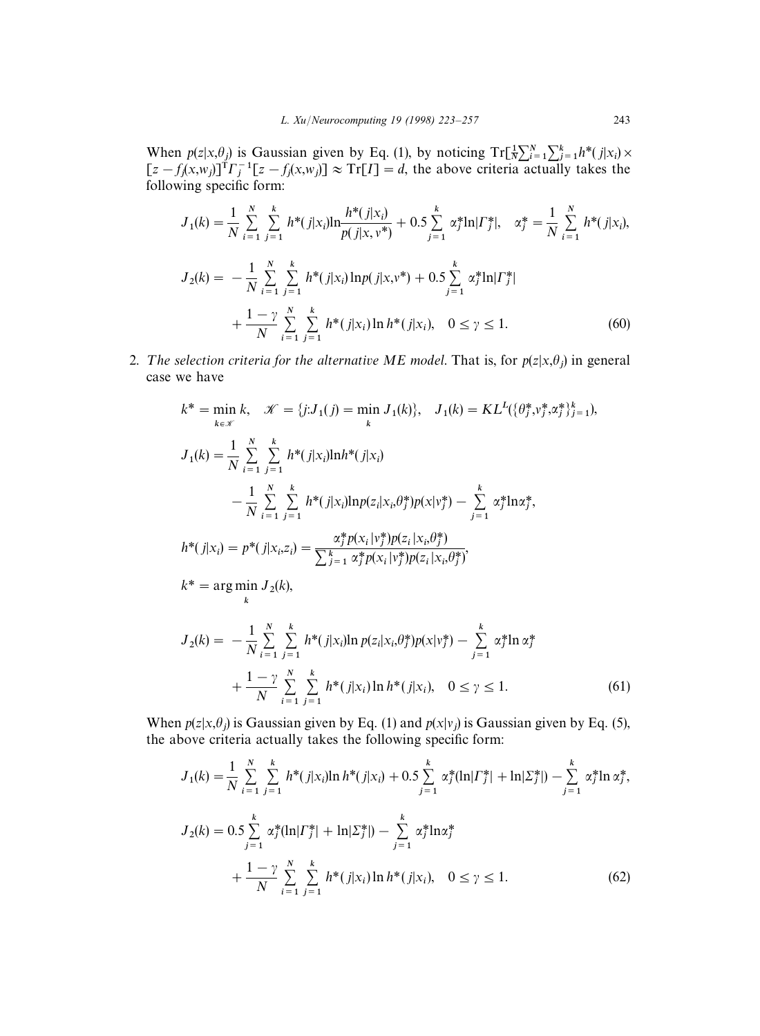When $p(z|x,\theta_j)$ is Gaussian given by Eq. (1), by noticing $\mathrm{Tr}[\frac{1}{N}\sum_{i=1}^{N}\sum_{j=1}^{k} h^*(j|x_i) \times [z - f_j(x,w_j)]^{\mathrm{T}} \Gamma_j^{-1}[z - f_j(x,w_j)]] \approx \mathrm{Tr}[I] = d$, the above criteria actually takes the following specific form:

$$J_1(k) = \frac{1}{N}\sum_{i=1}^{N}\sum_{j=1}^{k} h^*(j|x_i)\ln\frac{h^*(j|x_i)}{p(j|x,v^*)} + 0.5\sum_{j=1}^{k}\alpha_j^*\ln|\Gamma_j^*|, \quad \alpha_j^* = \frac{1}{N}\sum_{i=1}^{N} h^*(j|x_i),$$

$$J_2(k) = -\frac{1}{N}\sum_{i=1}^{N}\sum_{j=1}^{k} h^*(j|x_i)\ln p(j|x,v^*) + 0.5\sum_{j=1}^{k}\alpha_j^*\ln|\Gamma_j^*| + \frac{1-\gamma}{N}\sum_{i=1}^{N}\sum_{j=1}^{k} h^*(j|x_i)\ln h^*(j|x_i), \quad 0 \le \gamma \le 1. \tag{60}$$

2. *The selection criteria for the alternative ME model.* That is, for $p(z|x,\theta_j)$ in general case we have

$$k^* = \min_{k \in \mathscr{K}} k, \quad \mathscr{K} = \{j: J_1(j) = \min_k J_1(k)\}, \quad J_1(k) = KL^L(\{\theta_j^*, v_j^*, \alpha_j^*\}_{j=1}^k),$$

$$J_1(k) = \frac{1}{N}\sum_{i=1}^{N}\sum_{j=1}^{k} h^*(j|x_i)\ln h^*(j|x_i) - \frac{1}{N}\sum_{i=1}^{N}\sum_{j=1}^{k} h^*(j|x_i)\ln p(z_i|x_i,\theta_j^*)p(x|v_j^*) - \sum_{j=1}^{k}\alpha_j^*\ln\alpha_j^*,$$

$$h^*(j|x_i) = p^*(j|x_i,z_i) = \frac{\alpha_j^* p(x_i|v_j^*)p(z_i|x_i,\theta_j^*)}{\sum_{j=1}^{k}\alpha_j^* p(x_i|v_j^*)p(z_i|x_i,\theta_j^*)},$$

$$k^* = \arg\min_k J_2(k),$$

$$J_2(k) = -\frac{1}{N}\sum_{i=1}^{N}\sum_{j=1}^{k} h^*(j|x_i)\ln p(z_i|x_i,\theta_j^*)p(x|v_j^*) - \sum_{j=1}^{k}\alpha_j^*\ln\alpha_j^* + \frac{1-\gamma}{N}\sum_{i=1}^{N}\sum_{j=1}^{k} h^*(j|x_i)\ln h^*(j|x_i), \quad 0 \le \gamma \le 1. \tag{61}$$

When $p(z|x,\theta_j)$ is Gaussian given by Eq. (1) and $p(x|v_j)$ is Gaussian given by Eq. (5), the above criteria actually takes the following specific form:

$$J_1(k) = \frac{1}{N}\sum_{i=1}^{N}\sum_{j=1}^{k} h^*(j|x_i)\ln h^*(j|x_i) + 0.5\sum_{j=1}^{k}\alpha_j^*(\ln|\Gamma_j^*| + \ln|\Sigma_j^*|) - \sum_{j=1}^{k}\alpha_j^*\ln\alpha_j^*,$$

$$J_2(k) = 0.5\sum_{j=1}^{k}\alpha_j^*(\ln|\Gamma_j^*| + \ln|\Sigma_j^*|) - \sum_{j=1}^{k}\alpha_j^*\ln\alpha_j^* + \frac{1-\gamma}{N}\sum_{i=1}^{N}\sum_{j=1}^{k} h^*(j|x_i)\ln h^*(j|x_i), \quad 0 \le \gamma \le 1. \tag{62}$$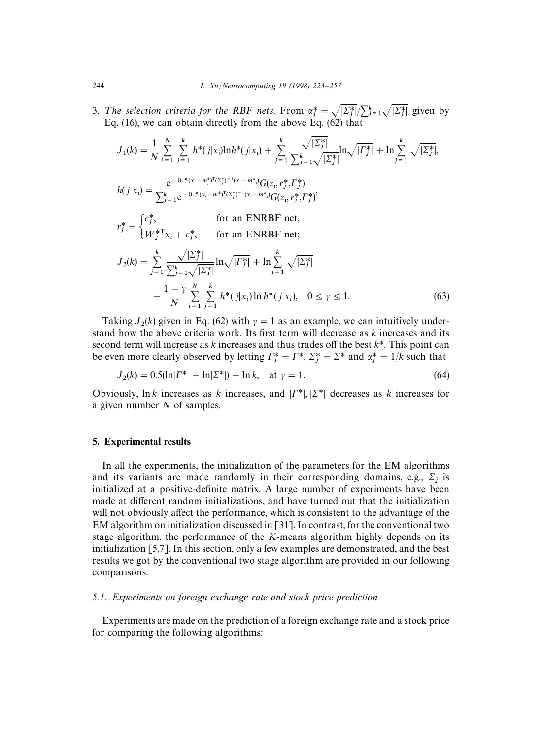3. *The selection criteria for the RBF nets.* From $\alpha_j^* = \sqrt{|\Sigma_j^*|}/\sum_{j=1}^k \sqrt{|\Sigma_j^*|}$ given by Eq. (16), we can obtain directly from the above Eq. (62) that

$$J_1(k) = \frac{1}{N}\sum_{i=1}^{N}\sum_{j=1}^{k} h^*(j|x_i)\ln h^*(j|x_i) + \sum_{j=1}^{k}\frac{\sqrt{|\Sigma_j^*|}}{\sum_{j=1}^{k}\sqrt{|\Sigma_j^*|}}\ln\sqrt{|\Gamma_j^*|} + \ln\sum_{j=1}^{k}\sqrt{|\Sigma_j^*|},$$

$$h(j|x_i) = \frac{e^{-0.5(x_i - m_j^*)^{\mathrm{T}}(\Sigma_j^*)^{-1}(x_i - m^*_j)}G(z_i, r_j^*, \Gamma_j^*)}{\sum_{j=1}^{k} e^{-0.5(x_i - m_j^*)^{\mathrm{T}}(\Sigma_j^*)^{-1}(x_i - m^*_j)}G(z_i, r_j^*, \Gamma_j^*)},$$

$$r_j^* = \begin{cases} c_j^*, & \text{for an ENRBF net,} \\ W_j^{*\mathrm{T}} x_i + c_j^*, & \text{for an ENRBF net;} \end{cases}$$

$$J_2(k) = \sum_{j=1}^{k}\frac{\sqrt{|\Sigma_j^*|}}{\sum_{j=1}^{k}\sqrt{|\Sigma_j^*|}}\ln\sqrt{|\Gamma_j^*|} + \ln\sum_{j=1}^{k}\sqrt{|\Sigma_j^*|} + \frac{1-\gamma}{N}\sum_{i=1}^{N}\sum_{j=1}^{k} h^*(j|x_i)\ln h^*(j|x_i), \quad 0 \le \gamma \le 1. \tag{63}$$

Taking $J_2(k)$ given in Eq. (62) with $\gamma = 1$ as an example, we can intuitively understand how the above criteria work. Its first term will decrease as $k$ increases and its second term will increase as $k$ increases and thus trades off the best $k^*$. This point can be even more clearly observed by letting $\Gamma_j^* = \Gamma^*$, $\Sigma_j^* = \Sigma^*$ and $\alpha_j^* = 1/k$ such that

$$J_2(k) = 0.5(\ln|\Gamma^*| + \ln|\Sigma^*|) + \ln k, \quad \text{at } \gamma = 1. \tag{64}$$

Obviously, $\ln k$ increases as $k$ increases, and $|\Gamma^*|, |\Sigma^*|$ decreases as $k$ increases for a given number $N$ of samples.

## 5. Experimental results

In all the experiments, the initialization of the parameters for the EM algorithms and its variants are made randomly in their corresponding domains, e.g., $\Sigma_j$ is initialized at a positive-definite matrix. A large number of experiments have been made at different random initializations, and have turned out that the initialization will not obviously affect the performance, which is consistent to the advantage of the EM algorithm on initialization discussed in [31]. In contrast, for the conventional two stage algorithm, the performance of the $K$-means algorithm highly depends on its initialization [5,7]. In this section, only a few examples are demonstrated, and the best results we got by the conventional two stage algorithm are provided in our following comparisons.

### 5.1. Experiments on foreign exchange rate and stock price prediction

Experiments are made on the prediction of a foreign exchange rate and a stock price for comparing the following algorithms: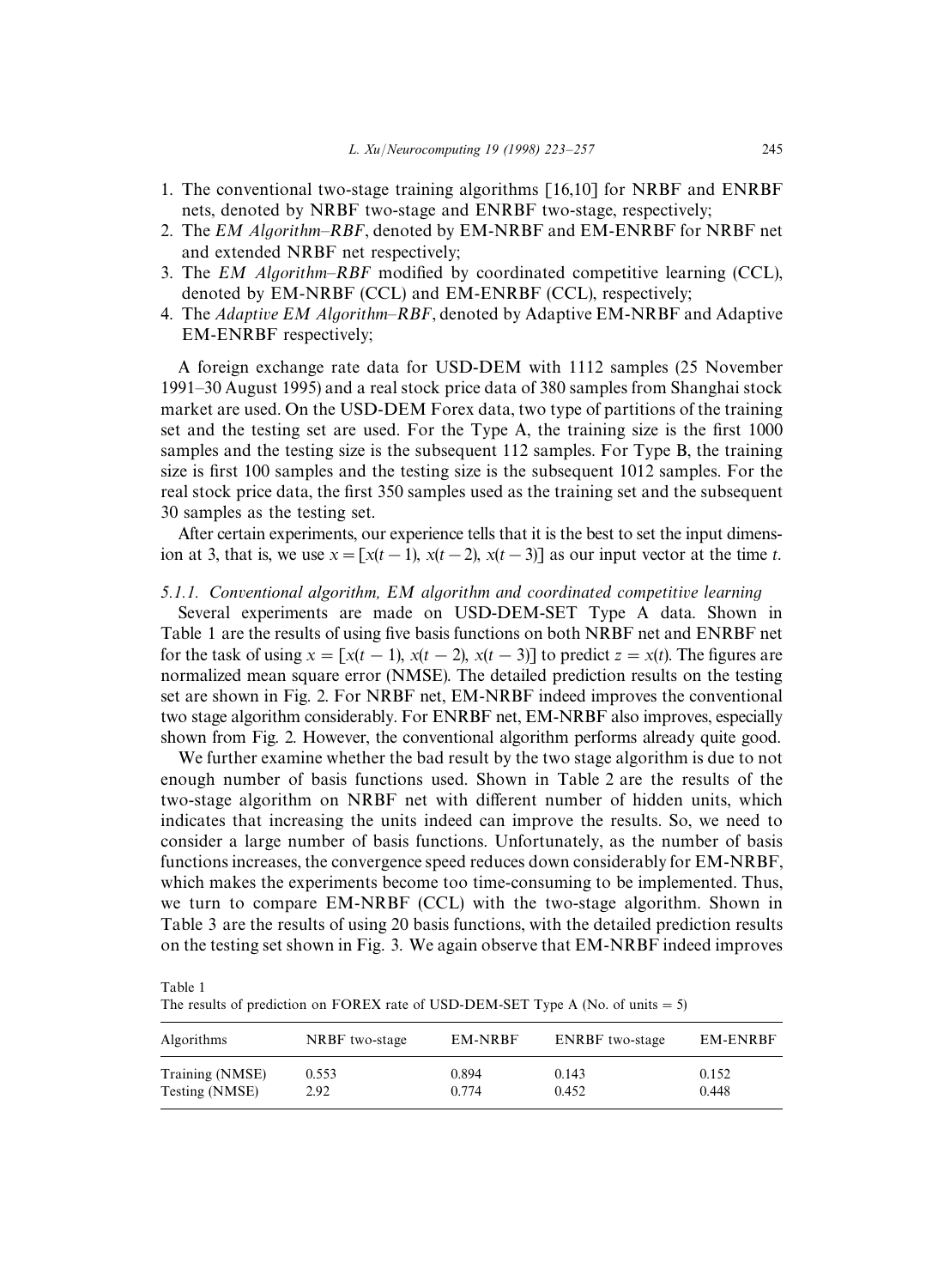1. The conventional two-stage training algorithms [16,10] for NRBF and ENRBF nets, denoted by NRBF two-stage and ENRBF two-stage, respectively;
2. The *EM Algorithm–RBF*, denoted by EM-NRBF and EM-ENRBF for NRBF net and extended NRBF net respectively;
3. The *EM Algorithm–RBF* modified by coordinated competitive learning (CCL), denoted by EM-NRBF (CCL) and EM-ENRBF (CCL), respectively;
4. The *Adaptive EM Algorithm–RBF*, denoted by Adaptive EM-NRBF and Adaptive EM-ENRBF respectively;

A foreign exchange rate data for USD-DEM with 1112 samples (25 November 1991–30 August 1995) and a real stock price data of 380 samples from Shanghai stock market are used. On the USD-DEM Forex data, two type of partitions of the training set and the testing set are used. For the Type A, the training size is the first 1000 samples and the testing size is the subsequent 112 samples. For Type B, the training size is first 100 samples and the testing size is the subsequent 1012 samples. For the real stock price data, the first 350 samples used as the training set and the subsequent 30 samples as the testing set.

After certain experiments, our experience tells that it is the best to set the input dimension at 3, that is, we use $x = [x(t-1), x(t-2), x(t-3)]$ as our input vector at the time $t$.

#### 5.1.1. Conventional algorithm, EM algorithm and coordinated competitive learning

Several experiments are made on USD-DEM-SET Type A data. Shown in Table 1 are the results of using five basis functions on both NRBF net and ENRBF net for the task of using $x = [x(t-1), x(t-2), x(t-3)]$ to predict $z = x(t)$. The figures are normalized mean square error (NMSE). The detailed prediction results on the testing set are shown in Fig. 2. For NRBF net, EM-NRBF indeed improves the conventional two stage algorithm considerably. For ENRBF net, EM-NRBF also improves, especially shown from Fig. 2. However, the conventional algorithm performs already quite good.

We further examine whether the bad result by the two stage algorithm is due to not enough number of basis functions used. Shown in Table 2 are the results of the two-stage algorithm on NRBF net with different number of hidden units, which indicates that increasing the units indeed can improve the results. So, we need to consider a large number of basis functions. Unfortunately, as the number of basis functions increases, the convergence speed reduces down considerably for EM-NRBF, which makes the experiments become too time-consuming to be implemented. Thus, we turn to compare EM-NRBF (CCL) with the two-stage algorithm. Shown in Table 3 are the results of using 20 basis functions, with the detailed prediction results on the testing set shown in Fig. 3. We again observe that EM-NRBF indeed improves

Table 1
The results of prediction on FOREX rate of USD-DEM-SET Type A (No. of units = 5)

| Algorithms | NRBF two-stage | EM-NRBF | ENRBF two-stage | EM-ENRBF |
|---|---|---|---|---|
| Training (NMSE) | 0.553 | 0.894 | 0.143 | 0.152 |
| Testing (NMSE) | 2.92 | 0.774 | 0.452 | 0.448 |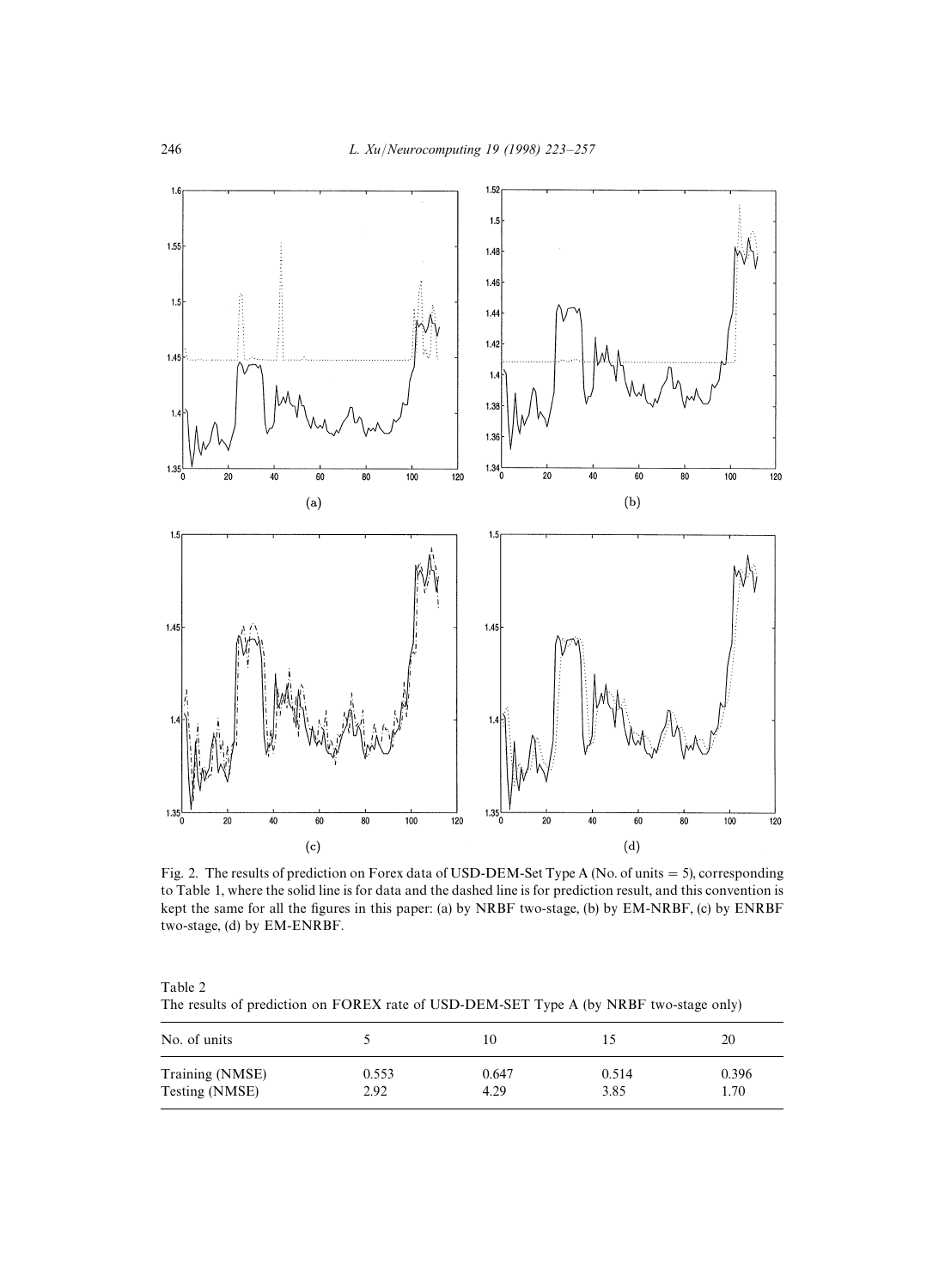Fig. 2. The results of prediction on Forex data of USD-DEM-Set Type A (No. of units = 5), corresponding to Table 1, where the solid line is for data and the dashed line is for prediction result, and this convention is kept the same for all the figures in this paper: (a) by NRBF two-stage, (b) by EM-NRBF, (c) by ENRBF two-stage, (d) by EM-ENRBF.

Table 2
The results of prediction on FOREX rate of USD-DEM-SET Type A (by NRBF two-stage only)

| No. of units | 5 | 10 | 15 | 20 |
|---|---|---|---|---|
| Training (NMSE) | 0.553 | 0.647 | 0.514 | 0.396 |
| Testing (NMSE) | 2.92 | 4.29 | 3.85 | 1.70 |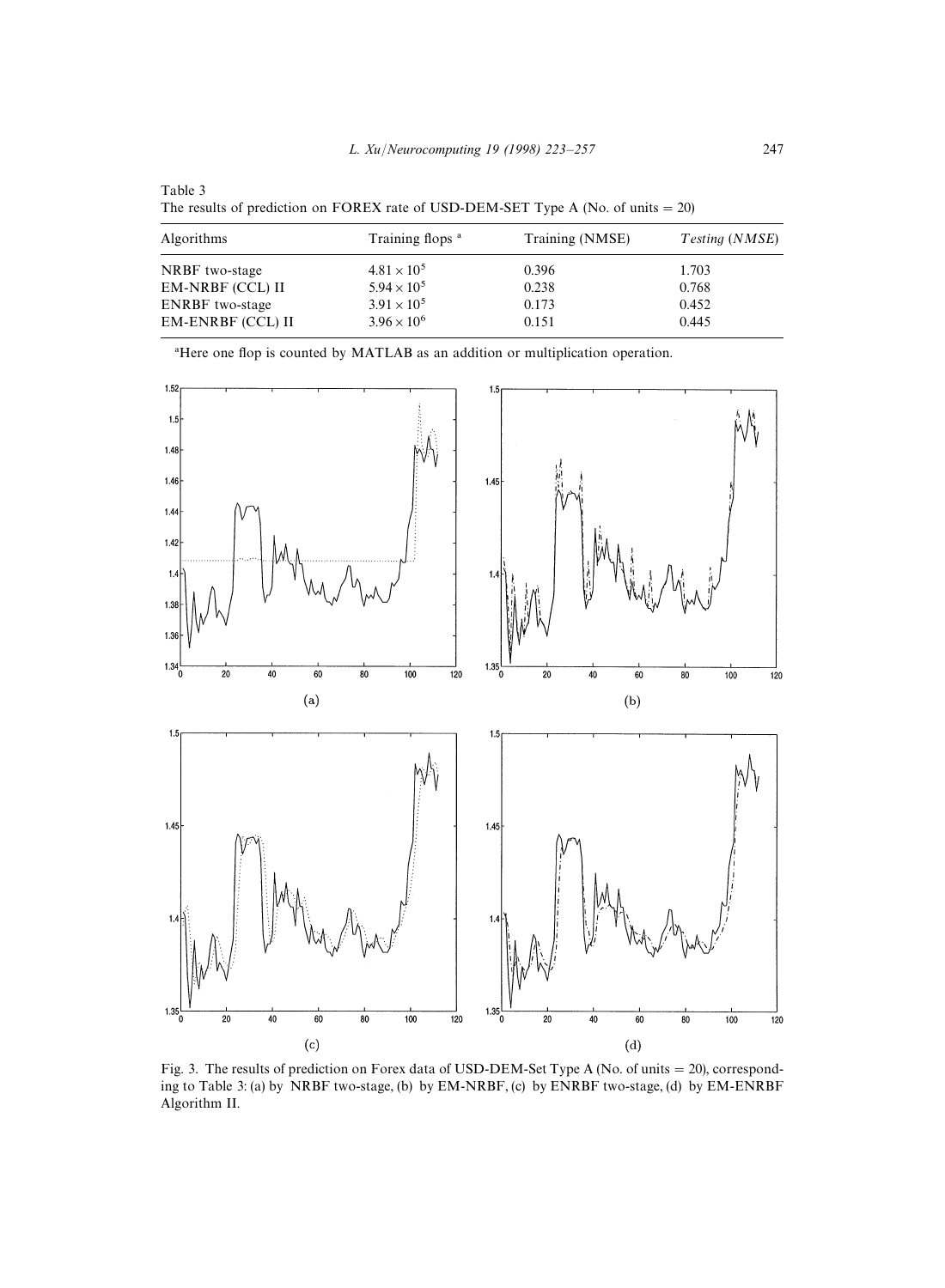Table 3
The results of prediction on FOREX rate of USD-DEM-SET Type A (No. of units = 20)

| Algorithms | Training flops [a] | Training (NMSE) | *Testing (NMSE)* |
|---|---|---|---|
| NRBF two-stage | $4.81 \times 10^5$ | 0.396 | 1.703 |
| EM-NRBF (CCL) II | $5.94 \times 10^5$ | 0.238 | 0.768 |
| ENRBF two-stage | $3.91 \times 10^5$ | 0.173 | 0.452 |
| EM-ENRBF (CCL) II | $3.96 \times 10^6$ | 0.151 | 0.445 |

[a] Here one flop is counted by MATLAB as an addition or multiplication operation.

Fig. 3. The results of prediction on Forex data of USD-DEM-Set Type A (No. of units = 20), corresponding to Table 3: (a) by NRBF two-stage, (b) by EM-NRBF, (c) by ENRBF two-stage, (d) by EM-ENRBF Algorithm II.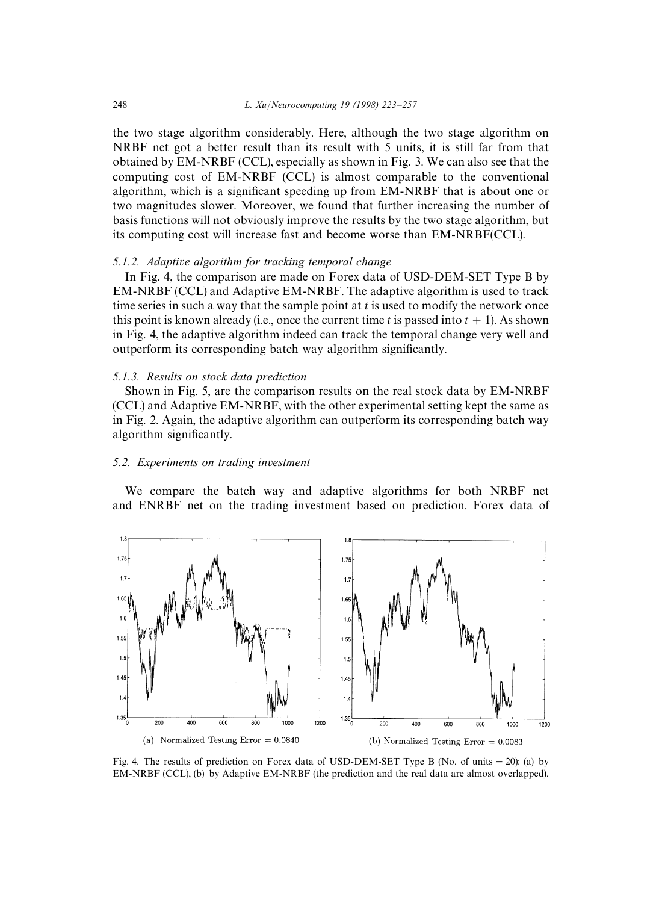the two stage algorithm considerably. Here, although the two stage algorithm on NRBF net got a better result than its result with 5 units, it is still far from that obtained by EM-NRBF (CCL), especially as shown in Fig. 3. We can also see that the computing cost of EM-NRBF (CCL) is almost comparable to the conventional algorithm, which is a significant speeding up from EM-NRBF that is about one or two magnitudes slower. Moreover, we found that further increasing the number of basis functions will not obviously improve the results by the two stage algorithm, but its computing cost will increase fast and become worse than EM-NRBF(CCL).

#### 5.1.2. *Adaptive algorithm for tracking temporal change*

In Fig. 4, the comparison are made on Forex data of USD-DEM-SET Type B by EM-NRBF (CCL) and Adaptive EM-NRBF. The adaptive algorithm is used to track time series in such a way that the sample point at $t$ is used to modify the network once this point is known already (i.e., once the current time $t$ is passed into $t + 1$). As shown in Fig. 4, the adaptive algorithm indeed can track the temporal change very well and outperform its corresponding batch way algorithm significantly.

#### 5.1.3. *Results on stock data prediction*

Shown in Fig. 5, are the comparison results on the real stock data by EM-NRBF (CCL) and Adaptive EM-NRBF, with the other experimental setting kept the same as in Fig. 2. Again, the adaptive algorithm can outperform its corresponding batch way algorithm significantly.

### 5.2. *Experiments on trading investment*

We compare the batch way and adaptive algorithms for both NRBF net and ENRBF net on the trading investment based on prediction. Forex data of

(a) Normalized Testing Error = 0.0840

(b) Normalized Testing Error = 0.0083

Fig. 4. The results of prediction on Forex data of USD-DEM-SET Type B (No. of units = 20): (a) by EM-NRBF (CCL), (b) by Adaptive EM-NRBF (the prediction and the real data are almost overlapped).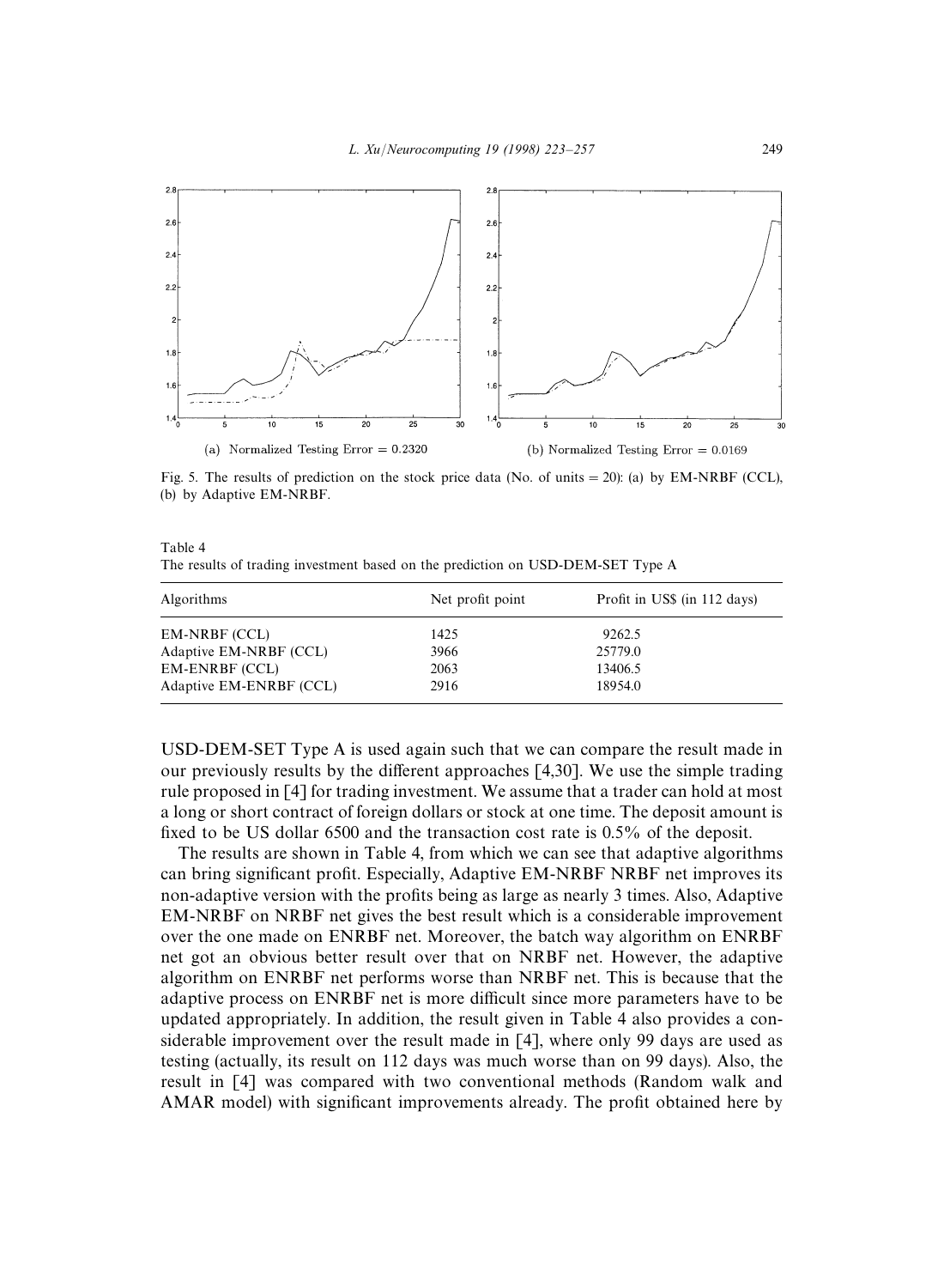(a) Normalized Testing Error = 0.2320

(b) Normalized Testing Error = 0.0169

Fig. 5. The results of prediction on the stock price data (No. of units = 20): (a) by EM-NRBF (CCL), (b) by Adaptive EM-NRBF.

Table 4
The results of trading investment based on the prediction on USD-DEM-SET Type A

| Algorithms | Net profit point | Profit in US$ (in 112 days) |
|---|---|---|
| EM-NRBF (CCL) | 1425 | 9262.5 |
| Adaptive EM-NRBF (CCL) | 3966 | 25779.0 |
| EM-ENRBF (CCL) | 2063 | 13406.5 |
| Adaptive EM-ENRBF (CCL) | 2916 | 18954.0 |

USD-DEM-SET Type A is used again such that we can compare the result made in our previously results by the different approaches [4,30]. We use the simple trading rule proposed in [4] for trading investment. We assume that a trader can hold at most a long or short contract of foreign dollars or stock at one time. The deposit amount is fixed to be US dollar 6500 and the transaction cost rate is 0.5% of the deposit.

The results are shown in Table 4, from which we can see that adaptive algorithms can bring significant profit. Especially, Adaptive EM-NRBF NRBF net improves its non-adaptive version with the profits being as large as nearly 3 times. Also, Adaptive EM-NRBF on NRBF net gives the best result which is a considerable improvement over the one made on ENRBF net. Moreover, the batch way algorithm on ENRBF net got an obvious better result over that on NRBF net. However, the adaptive algorithm on ENRBF net performs worse than NRBF net. This is because that the adaptive process on ENRBF net is more difficult since more parameters have to be updated appropriately. In addition, the result given in Table 4 also provides a considerable improvement over the result made in [4], where only 99 days are used as testing (actually, its result on 112 days was much worse than on 99 days). Also, the result in [4] was compared with two conventional methods (Random walk and AMAR model) with significant improvements already. The profit obtained here by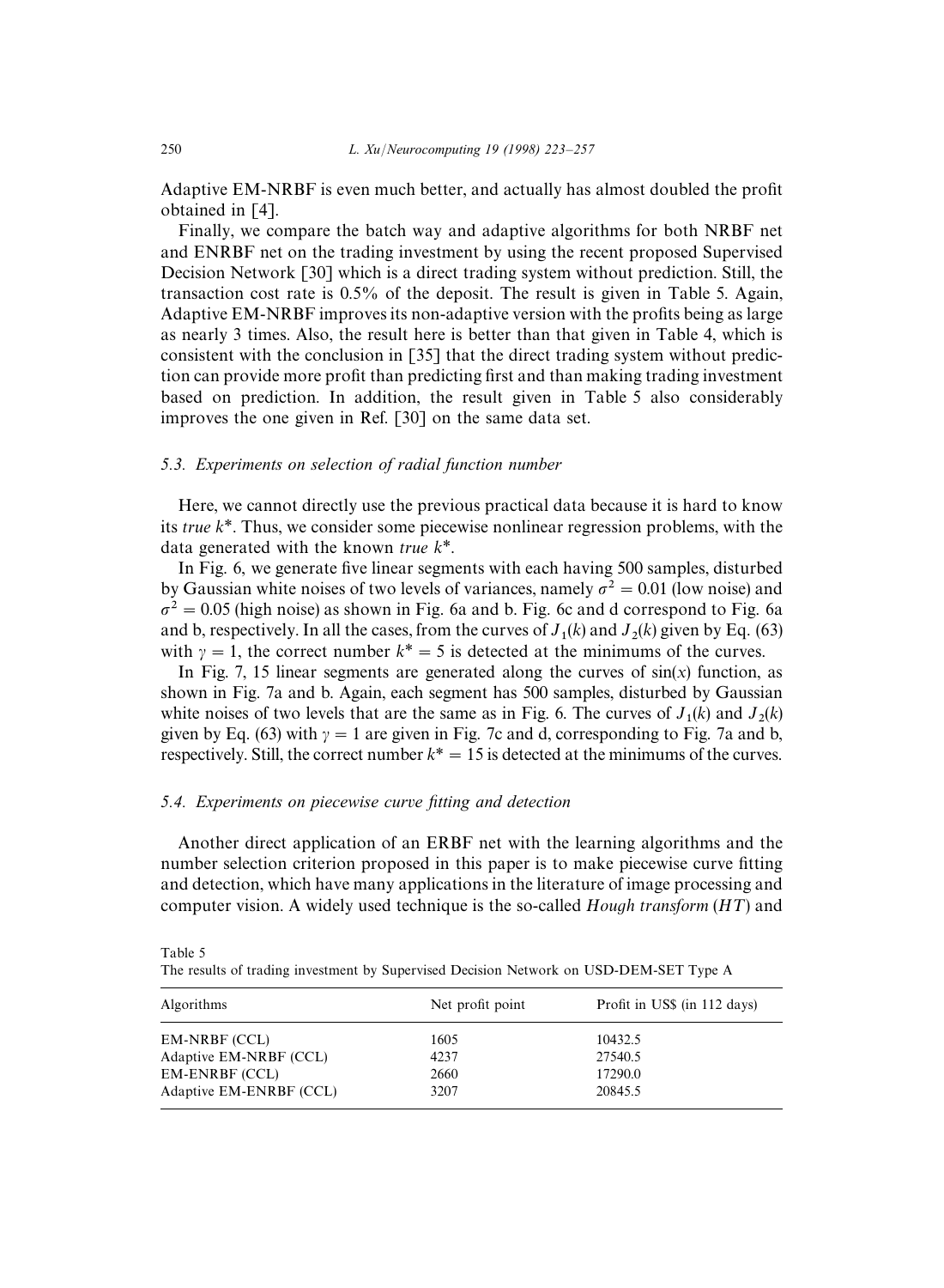Adaptive EM-NRBF is even much better, and actually has almost doubled the profit obtained in [4].

Finally, we compare the batch way and adaptive algorithms for both NRBF net and ENRBF net on the trading investment by using the recent proposed Supervised Decision Network [30] which is a direct trading system without prediction. Still, the transaction cost rate is 0.5% of the deposit. The result is given in Table 5. Again, Adaptive EM-NRBF improves its non-adaptive version with the profits being as large as nearly 3 times. Also, the result here is better than that given in Table 4, which is consistent with the conclusion in [35] that the direct trading system without prediction can provide more profit than predicting first and than making trading investment based on prediction. In addition, the result given in Table 5 also considerably improves the one given in Ref. [30] on the same data set.

### 5.3. Experiments on selection of radial function number

Here, we cannot directly use the previous practical data because it is hard to know its *true* $k^*$. Thus, we consider some piecewise nonlinear regression problems, with the data generated with the known *true* $k^*$.

In Fig. 6, we generate five linear segments with each having 500 samples, disturbed by Gaussian white noises of two levels of variances, namely $\sigma^2 = 0.01$ (low noise) and $\sigma^2 = 0.05$ (high noise) as shown in Fig. 6a and b. Fig. 6c and d correspond to Fig. 6a and b, respectively. In all the cases, from the curves of $J_1(k)$ and $J_2(k)$ given by Eq. (63) with $\gamma = 1$, the correct number $k^* = 5$ is detected at the minimums of the curves.

In Fig. 7, 15 linear segments are generated along the curves of $\sin(x)$ function, as shown in Fig. 7a and b. Again, each segment has 500 samples, disturbed by Gaussian white noises of two levels that are the same as in Fig. 6. The curves of $J_1(k)$ and $J_2(k)$ given by Eq. (63) with $\gamma = 1$ are given in Fig. 7c and d, corresponding to Fig. 7a and b, respectively. Still, the correct number $k^* = 15$ is detected at the minimums of the curves.

### 5.4. Experiments on piecewise curve fitting and detection

Another direct application of an ERBF net with the learning algorithms and the number selection criterion proposed in this paper is to make piecewise curve fitting and detection, which have many applications in the literature of image processing and computer vision. A widely used technique is the so-called *Hough transform* (*HT*) and

Table 5
The results of trading investment by Supervised Decision Network on USD-DEM-SET Type A

| Algorithms | Net profit point | Profit in US$ (in 112 days) |
|---|---|---|
| EM-NRBF (CCL) | 1605 | 10432.5 |
| Adaptive EM-NRBF (CCL) | 4237 | 27540.5 |
| EM-ENRBF (CCL) | 2660 | 17290.0 |
| Adaptive EM-ENRBF (CCL) | 3207 | 20845.5 |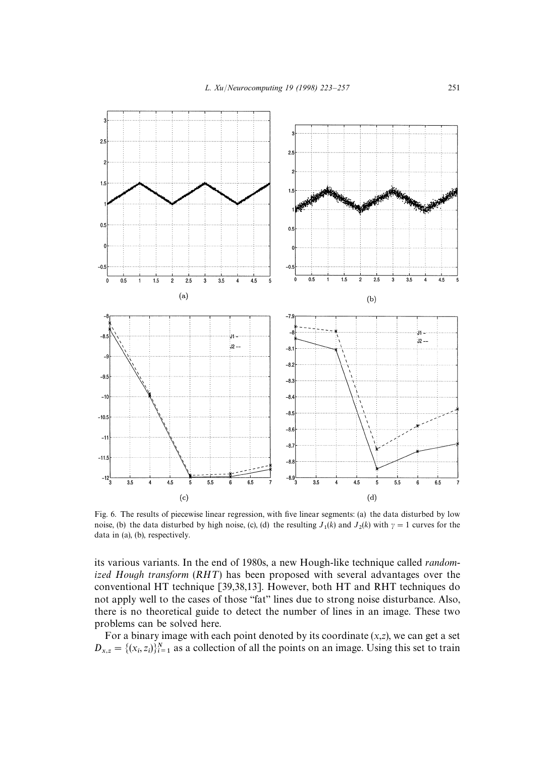Fig. 6. The results of piecewise linear regression, with five linear segments: (a) the data disturbed by low noise, (b) the data disturbed by high noise, (c), (d) the resulting $J_1(k)$ and $J_2(k)$ with $\gamma = 1$ curves for the data in (a), (b), respectively.

its various variants. In the end of 1980s, a new Hough-like technique called *randomized Hough transform* (*RHT*) has been proposed with several advantages over the conventional HT technique [39,38,13]. However, both HT and RHT techniques do not apply well to the cases of those "fat" lines due to strong noise disturbance. Also, there is no theoretical guide to detect the number of lines in an image. These two problems can be solved here.

For a binary image with each point denoted by its coordinate $(x,z)$, we can get a set $D_{x,z} = \{(x_i, z_i)\}_{i=1}^{N}$ as a collection of all the points on an image. Using this set to train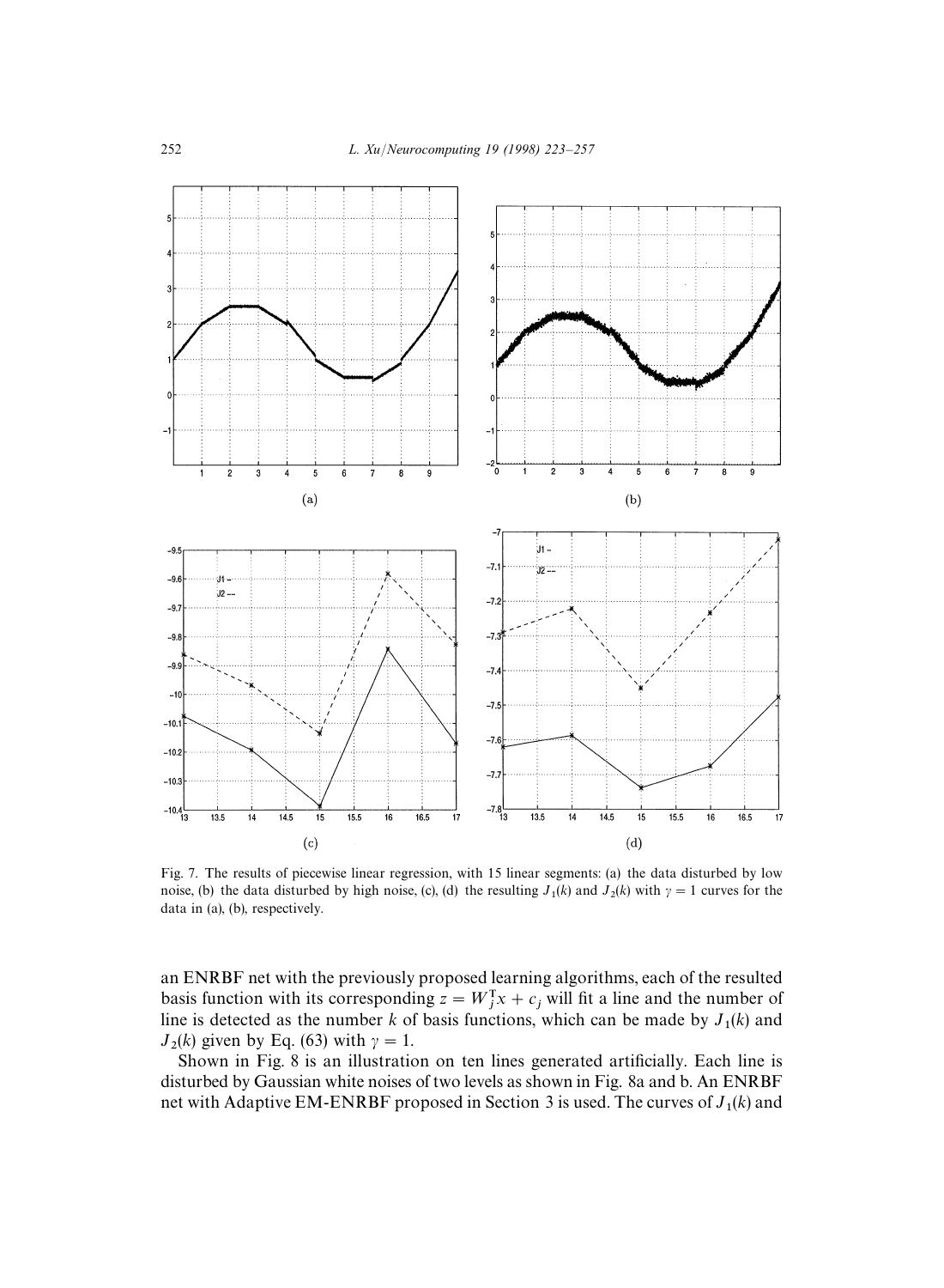Fig. 7. The results of piecewise linear regression, with 15 linear segments: (a) the data disturbed by low noise, (b) the data disturbed by high noise, (c), (d) the resulting $J_1(k)$ and $J_2(k)$ with $\gamma = 1$ curves for the data in (a), (b), respectively.

an ENRBF net with the previously proposed learning algorithms, each of the resulted basis function with its corresponding $z = W_j^{\mathrm{T}}x + c_j$ will fit a line and the number of line is detected as the number $k$ of basis functions, which can be made by $J_1(k)$ and $J_2(k)$ given by Eq. (63) with $\gamma = 1$.

Shown in Fig. 8 is an illustration on ten lines generated artificially. Each line is disturbed by Gaussian white noises of two levels as shown in Fig. 8a and b. An ENRBF net with Adaptive EM-ENRBF proposed in Section 3 is used. The curves of $J_1(k)$ and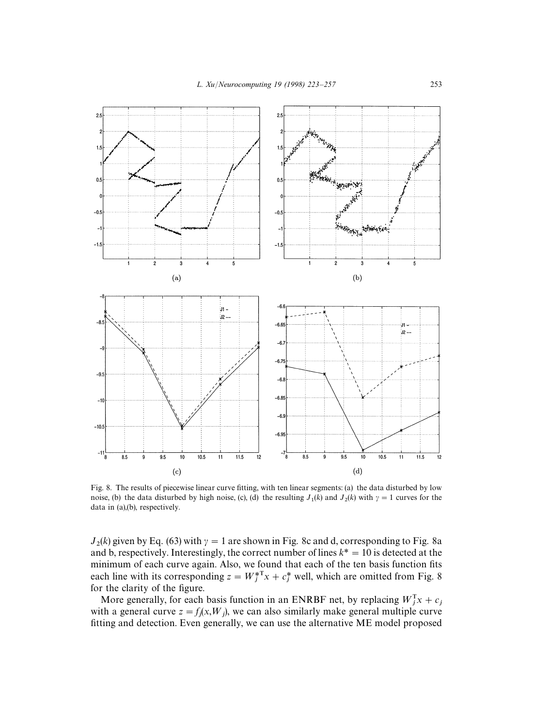Fig. 8. The results of piecewise linear curve fitting, with ten linear segments: (a) the data disturbed by low noise, (b) the data disturbed by high noise, (c), (d) the resulting $J_1(k)$ and $J_2(k)$ with $\gamma = 1$ curves for the data in (a),(b), respectively.

$J_2(k)$ given by Eq. (63) with $\gamma = 1$ are shown in Fig. 8c and d, corresponding to Fig. 8a and b, respectively. Interestingly, the correct number of lines $k^* = 10$ is detected at the minimum of each curve again. Also, we found that each of the ten basis function fits each line with its corresponding $z = W_j^{*\mathrm{T}} x + c_j^*$ well, which are omitted from Fig. 8 for the clarity of the figure.

More generally, for each basis function in an ENRBF net, by replacing $W_j^{\mathrm{T}} x + c_j$ with a general curve $z = f_j(x, W_j)$, we can also similarly make general multiple curve fitting and detection. Even generally, we can use the alternative ME model proposed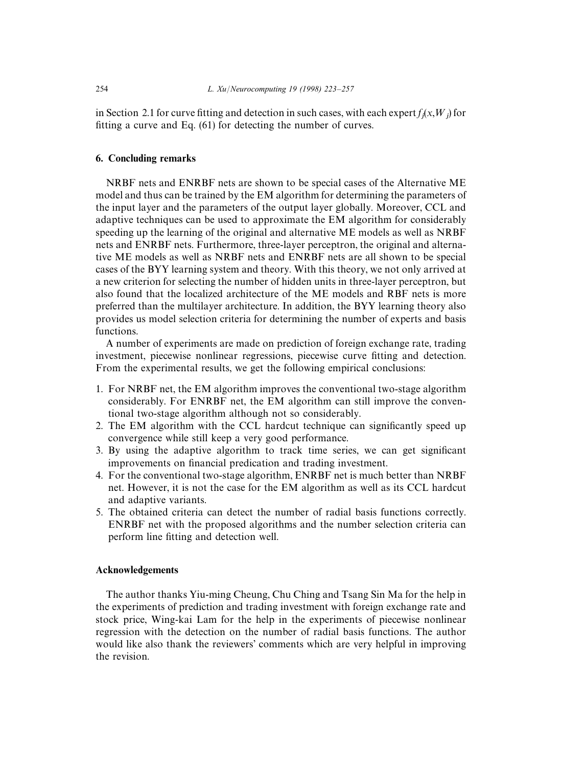in Section 2.1 for curve fitting and detection in such cases, with each expert $f_j(x, W_j)$ for fitting a curve and Eq. (61) for detecting the number of curves.

## 6. Concluding remarks

NRBF nets and ENRBF nets are shown to be special cases of the Alternative ME model and thus can be trained by the EM algorithm for determining the parameters of the input layer and the parameters of the output layer globally. Moreover, CCL and adaptive techniques can be used to approximate the EM algorithm for considerably speeding up the learning of the original and alternative ME models as well as NRBF nets and ENRBF nets. Furthermore, three-layer perceptron, the original and alternative ME models as well as NRBF nets and ENRBF nets are all shown to be special cases of the BYY learning system and theory. With this theory, we not only arrived at a new criterion for selecting the number of hidden units in three-layer perceptron, but also found that the localized architecture of the ME models and RBF nets is more preferred than the multilayer architecture. In addition, the BYY learning theory also provides us model selection criteria for determining the number of experts and basis functions.

A number of experiments are made on prediction of foreign exchange rate, trading investment, piecewise nonlinear regressions, piecewise curve fitting and detection. From the experimental results, we get the following empirical conclusions:

1. For NRBF net, the EM algorithm improves the conventional two-stage algorithm considerably. For ENRBF net, the EM algorithm can still improve the conventional two-stage algorithm although not so considerably.
2. The EM algorithm with the CCL hardcut technique can significantly speed up convergence while still keep a very good performance.
3. By using the adaptive algorithm to track time series, we can get significant improvements on financial predication and trading investment.
4. For the conventional two-stage algorithm, ENRBF net is much better than NRBF net. However, it is not the case for the EM algorithm as well as its CCL hardcut and adaptive variants.
5. The obtained criteria can detect the number of radial basis functions correctly. ENRBF net with the proposed algorithms and the number selection criteria can perform line fitting and detection well.

## Acknowledgements

The author thanks Yiu-ming Cheung, Chu Ching and Tsang Sin Ma for the help in the experiments of prediction and trading investment with foreign exchange rate and stock price, Wing-kai Lam for the help in the experiments of piecewise nonlinear regression with the detection on the number of radial basis functions. The author would like also thank the reviewers' comments which are very helpful in improving the revision.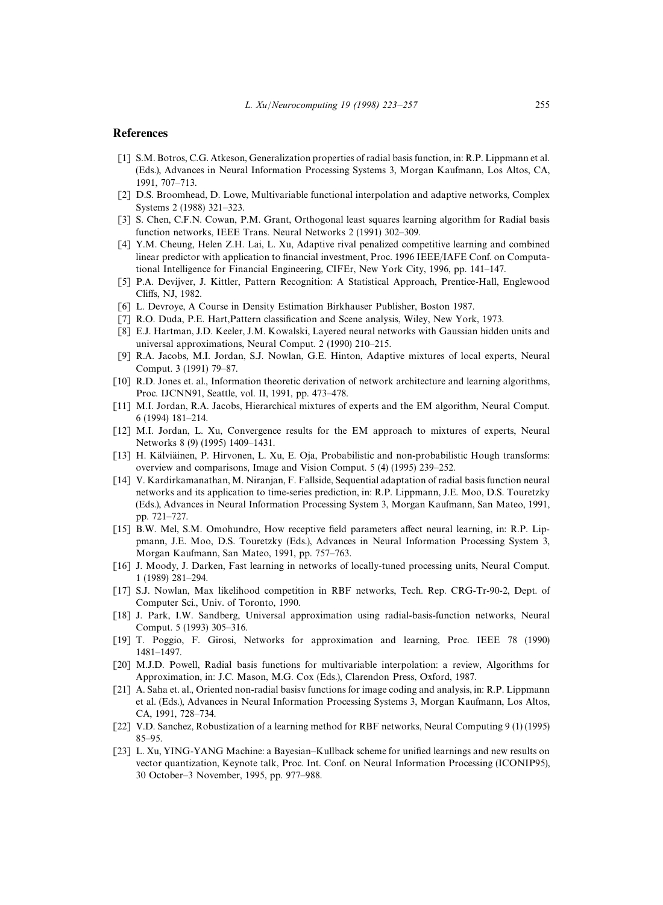## References

[1] S.M. Botros, C.G. Atkeson, Generalization properties of radial basis function, in: R.P. Lippmann et al. (Eds.), Advances in Neural Information Processing Systems 3, Morgan Kaufmann, Los Altos, CA, 1991, 707–713.

[2] D.S. Broomhead, D. Lowe, Multivariable functional interpolation and adaptive networks, Complex Systems 2 (1988) 321–323.

[3] S. Chen, C.F.N. Cowan, P.M. Grant, Orthogonal least squares learning algorithm for Radial basis function networks, IEEE Trans. Neural Networks 2 (1991) 302–309.

[4] Y.M. Cheung, Helen Z.H. Lai, L. Xu, Adaptive rival penalized competitive learning and combined linear predictor with application to financial investment, Proc. 1996 IEEE/IAFE Conf. on Computational Intelligence for Financial Engineering, CIFEr, New York City, 1996, pp. 141–147.

[5] P.A. Devijver, J. Kittler, Pattern Recognition: A Statistical Approach, Prentice-Hall, Englewood Cliffs, NJ, 1982.

[6] L. Devroye, A Course in Density Estimation Birkhauser Publisher, Boston 1987.

[7] R.O. Duda, P.E. Hart,Pattern classification and Scene analysis, Wiley, New York, 1973.

[8] E.J. Hartman, J.D. Keeler, J.M. Kowalski, Layered neural networks with Gaussian hidden units and universal approximations, Neural Comput. 2 (1990) 210–215.

[9] R.A. Jacobs, M.I. Jordan, S.J. Nowlan, G.E. Hinton, Adaptive mixtures of local experts, Neural Comput. 3 (1991) 79–87.

[10] R.D. Jones et. al., Information theoretic derivation of network architecture and learning algorithms, Proc. IJCNN91, Seattle, vol. II, 1991, pp. 473–478.

[11] M.I. Jordan, R.A. Jacobs, Hierarchical mixtures of experts and the EM algorithm, Neural Comput. 6 (1994) 181–214.

[12] M.I. Jordan, L. Xu, Convergence results for the EM approach to mixtures of experts, Neural Networks 8 (9) (1995) 1409–1431.

[13] H. Kälviäinen, P. Hirvonen, L. Xu, E. Oja, Probabilistic and non-probabilistic Hough transforms: overview and comparisons, Image and Vision Comput. 5 (4) (1995) 239–252.

[14] V. Kardirkamanathan, M. Niranjan, F. Fallside, Sequential adaptation of radial basis function neural networks and its application to time-series prediction, in: R.P. Lippmann, J.E. Moo, D.S. Touretzky (Eds.), Advances in Neural Information Processing System 3, Morgan Kaufmann, San Mateo, 1991, pp. 721–727.

[15] B.W. Mel, S.M. Omohundro, How receptive field parameters affect neural learning, in: R.P. Lippmann, J.E. Moo, D.S. Touretzky (Eds.), Advances in Neural Information Processing System 3, Morgan Kaufmann, San Mateo, 1991, pp. 757–763.

[16] J. Moody, J. Darken, Fast learning in networks of locally-tuned processing units, Neural Comput. 1 (1989) 281–294.

[17] S.J. Nowlan, Max likelihood competition in RBF networks, Tech. Rep. CRG-Tr-90-2, Dept. of Computer Sci., Univ. of Toronto, 1990.

[18] J. Park, I.W. Sandberg, Universal approximation using radial-basis-function networks, Neural Comput. 5 (1993) 305–316.

[19] T. Poggio, F. Girosi, Networks for approximation and learning, Proc. IEEE 78 (1990) 1481–1497.

[20] M.J.D. Powell, Radial basis functions for multivariable interpolation: a review, Algorithms for Approximation, in: J.C. Mason, M.G. Cox (Eds.), Clarendon Press, Oxford, 1987.

[21] A. Saha et. al., Oriented non-radial basisv functions for image coding and analysis, in: R.P. Lippmann et al. (Eds.), Advances in Neural Information Processing Systems 3, Morgan Kaufmann, Los Altos, CA, 1991, 728–734.

[22] V.D. Sanchez, Robustization of a learning method for RBF networks, Neural Computing 9 (1) (1995) 85–95.

[23] L. Xu, YING-YANG Machine: a Bayesian–Kullback scheme for unified learnings and new results on vector quantization, Keynote talk, Proc. Int. Conf. on Neural Information Processing (ICONIP95), 30 October–3 November, 1995, pp. 977–988.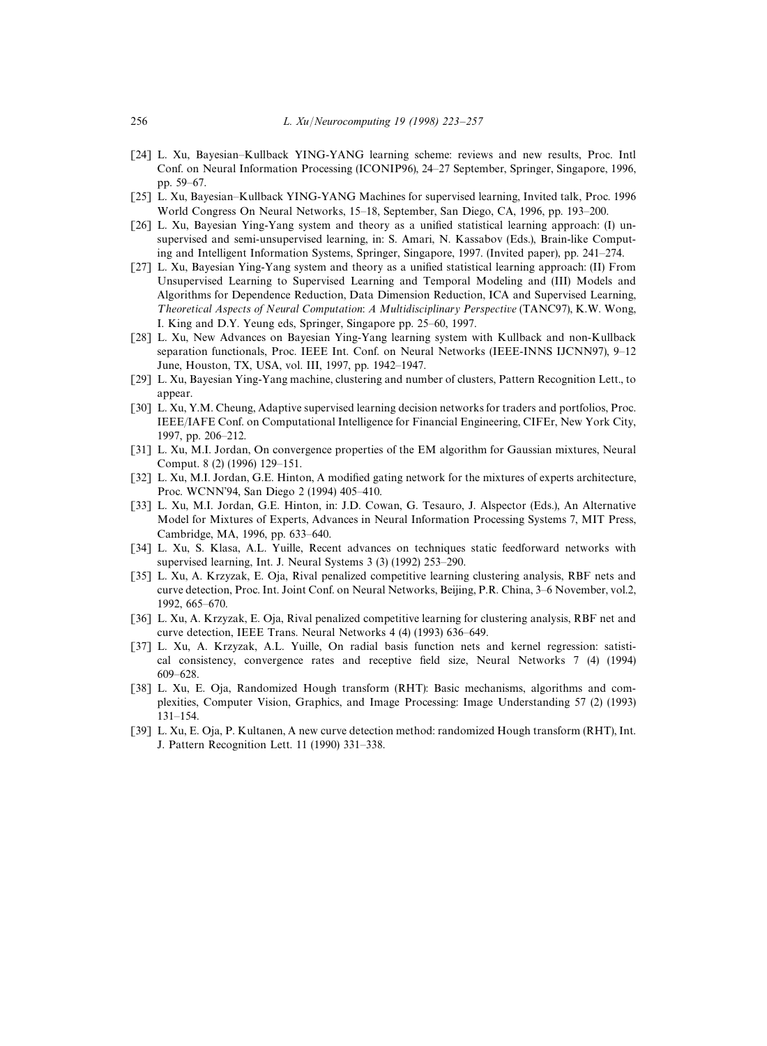[24] L. Xu, Bayesian–Kullback YING-YANG learning scheme: reviews and new results, Proc. Intl Conf. on Neural Information Processing (ICONIP96), 24–27 September, Springer, Singapore, 1996, pp. 59–67.

[25] L. Xu, Bayesian–Kullback YING-YANG Machines for supervised learning, Invited talk, Proc. 1996 World Congress On Neural Networks, 15–18, September, San Diego, CA, 1996, pp. 193–200.

[26] L. Xu, Bayesian Ying-Yang system and theory as a unified statistical learning approach: (I) unsupervised and semi-unsupervised learning, in: S. Amari, N. Kassabov (Eds.), Brain-like Computing and Intelligent Information Systems, Springer, Singapore, 1997. (Invited paper), pp. 241–274.

[27] L. Xu, Bayesian Ying-Yang system and theory as a unified statistical learning approach: (II) From Unsupervised Learning to Supervised Learning and Temporal Modeling and (III) Models and Algorithms for Dependence Reduction, Data Dimension Reduction, ICA and Supervised Learning, *Theoretical Aspects of Neural Computation: A Multidisciplinary Perspective* (TANC97), K.W. Wong, I. King and D.Y. Yeung eds, Springer, Singapore pp. 25–60, 1997.

[28] L. Xu, New Advances on Bayesian Ying-Yang learning system with Kullback and non-Kullback separation functionals, Proc. IEEE Int. Conf. on Neural Networks (IEEE-INNS IJCNN97), 9–12 June, Houston, TX, USA, vol. III, 1997, pp. 1942–1947.

[29] L. Xu, Bayesian Ying-Yang machine, clustering and number of clusters, Pattern Recognition Lett., to appear.

[30] L. Xu, Y.M. Cheung, Adaptive supervised learning decision networks for traders and portfolios, Proc. IEEE/IAFE Conf. on Computational Intelligence for Financial Engineering, CIFEr, New York City, 1997, pp. 206–212.

[31] L. Xu, M.I. Jordan, On convergence properties of the EM algorithm for Gaussian mixtures, Neural Comput. 8 (2) (1996) 129–151.

[32] L. Xu, M.I. Jordan, G.E. Hinton, A modified gating network for the mixtures of experts architecture, Proc. WCNN'94, San Diego 2 (1994) 405–410.

[33] L. Xu, M.I. Jordan, G.E. Hinton, in: J.D. Cowan, G. Tesauro, J. Alspector (Eds.), An Alternative Model for Mixtures of Experts, Advances in Neural Information Processing Systems 7, MIT Press, Cambridge, MA, 1996, pp. 633–640.

[34] L. Xu, S. Klasa, A.L. Yuille, Recent advances on techniques static feedforward networks with supervised learning, Int. J. Neural Systems 3 (3) (1992) 253–290.

[35] L. Xu, A. Krzyzak, E. Oja, Rival penalized competitive learning clustering analysis, RBF nets and curve detection, Proc. Int. Joint Conf. on Neural Networks, Beijing, P.R. China, 3–6 November, vol.2, 1992, 665–670.

[36] L. Xu, A. Krzyzak, E. Oja, Rival penalized competitive learning for clustering analysis, RBF net and curve detection, IEEE Trans. Neural Networks 4 (4) (1993) 636–649.

[37] L. Xu, A. Krzyzak, A.L. Yuille, On radial basis function nets and kernel regression: satistical consistency, convergence rates and receptive field size, Neural Networks 7 (4) (1994) 609–628.

[38] L. Xu, E. Oja, Randomized Hough transform (RHT): Basic mechanisms, algorithms and complexities, Computer Vision, Graphics, and Image Processing: Image Understanding 57 (2) (1993) 131–154.

[39] L. Xu, E. Oja, P. Kultanen, A new curve detection method: randomized Hough transform (RHT), Int. J. Pattern Recognition Lett. 11 (1990) 331–338.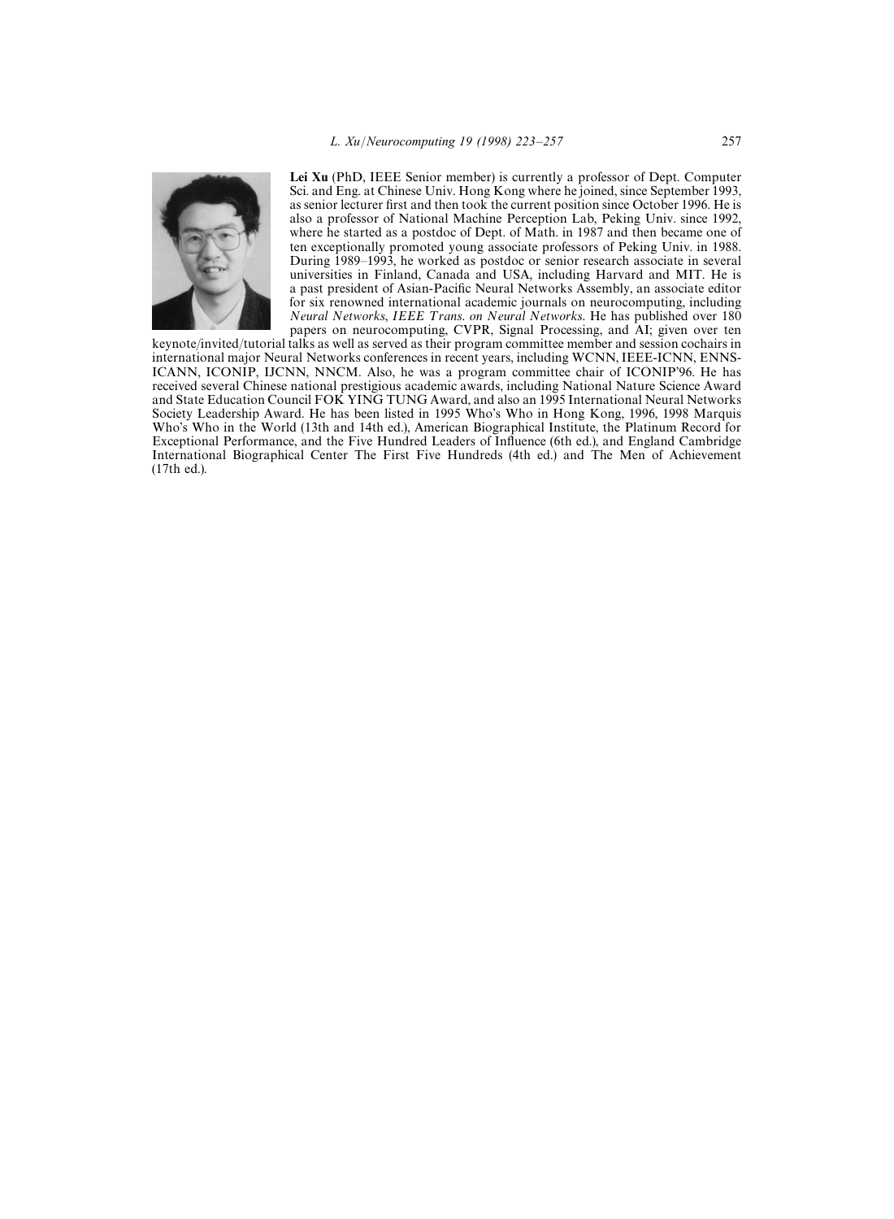**Lei Xu** (PhD, IEEE Senior member) is currently a professor of Dept. Computer Sci. and Eng. at Chinese Univ. Hong Kong where he joined, since September 1993, as senior lecturer first and then took the current position since October 1996. He is also a professor of National Machine Perception Lab, Peking Univ. since 1992, where he started as a postdoc of Dept. of Math. in 1987 and then became one of ten exceptionally promoted young associate professors of Peking Univ. in 1988. During 1989–1993, he worked as postdoc or senior research associate in several universities in Finland, Canada and USA, including Harvard and MIT. He is a past president of Asian-Pacific Neural Networks Assembly, an associate editor for six renowned international academic journals on neurocomputing, including *Neural Networks*, *IEEE Trans. on Neural Networks*. He has published over 180 papers on neurocomputing, CVPR, Signal Processing, and AI; given over ten keynote/invited/tutorial talks as well as served as their program committee member and session cochairs in international major Neural Networks conferences in recent years, including WCNN, IEEE-ICNN, ENNS-ICANN, ICONIP, IJCNN, NNCM. Also, he was a program committee chair of ICONIP'96. He has received several Chinese national prestigious academic awards, including National Nature Science Award and State Education Council FOK YING TUNG Award, and also an 1995 International Neural Networks Society Leadership Award. He has been listed in 1995 Who's Who in Hong Kong, 1996, 1998 Marquis Who's Who in the World (13th and 14th ed.), American Biographical Institute, the Platinum Record for Exceptional Performance, and the Five Hundred Leaders of Influence (6th ed.), and England Cambridge International Biographical Center The First Five Hundreds (4th ed.) and The Men of Achievement (17th ed.).